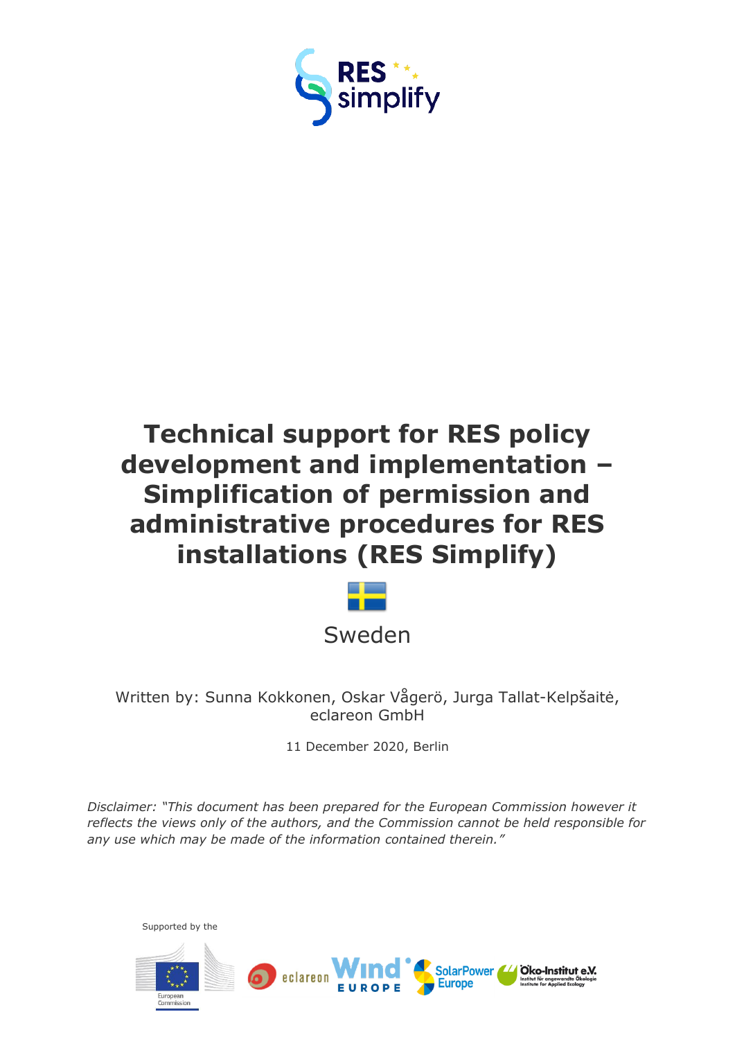RES simplify

# Technical support for RES policy development and implementation – Simplification of permission and administrative procedures for RES installations (RES Simplify)

Sweden

Written by: Sunna Kokkonen, Oskar Vågerö, Jurga Tallat-Kelpšaitė, eclareon GmbH

11 December 2020, Berlin

*Disclaimer: "This document has been prepared for the European Commission however it reflects the views only of the authors, and the Commission cannot be held responsible for any use which may be made of the information contained therein."*

Supported by the

European Commission

eclareon

Wind Europe

SolarPower Europe

Öko-Institut e.V. Institut für angewandte Ökologie Institute for Applied Ecology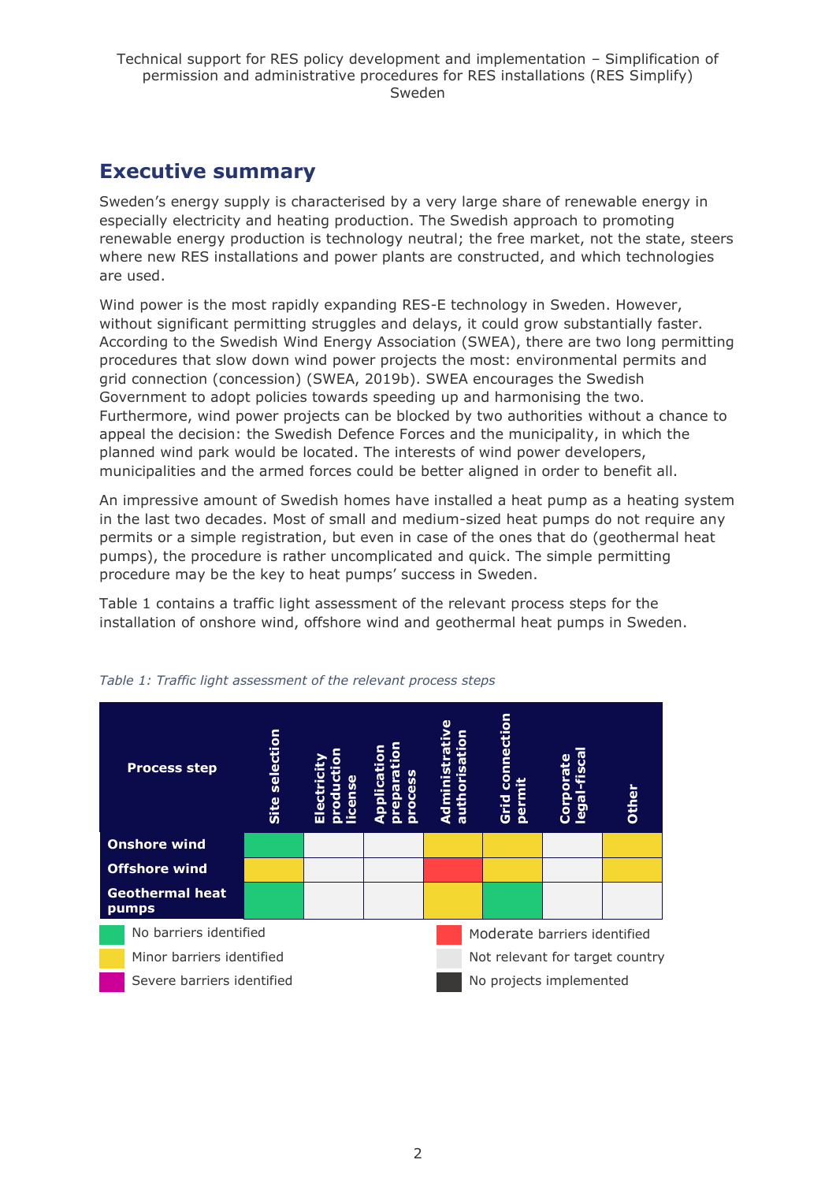## Executive summary

Sweden's energy supply is characterised by a very large share of renewable energy in especially electricity and heating production. The Swedish approach to promoting renewable energy production is technology neutral; the free market, not the state, steers where new RES installations and power plants are constructed, and which technologies are used.

Wind power is the most rapidly expanding RES-E technology in Sweden. However, without significant permitting struggles and delays, it could grow substantially faster. According to the Swedish Wind Energy Association (SWEA), there are two long permitting procedures that slow down wind power projects the most: environmental permits and grid connection (concession) (SWEA, 2019b). SWEA encourages the Swedish Government to adopt policies towards speeding up and harmonising the two. Furthermore, wind power projects can be blocked by two authorities without a chance to appeal the decision: the Swedish Defence Forces and the municipality, in which the planned wind park would be located. The interests of wind power developers, municipalities and the armed forces could be better aligned in order to benefit all.

An impressive amount of Swedish homes have installed a heat pump as a heating system in the last two decades. Most of small and medium-sized heat pumps do not require any permits or a simple registration, but even in case of the ones that do (geothermal heat pumps), the procedure is rather uncomplicated and quick. The simple permitting procedure may be the key to heat pumps' success in Sweden.

Table 1 contains a traffic light assessment of the relevant process steps for the installation of onshore wind, offshore wind and geothermal heat pumps in Sweden.

*Table 1: Traffic light assessment of the relevant process steps*

| Process step | Site selection | Electricity production license | Application preparation process | Administrative authorisation | Grid connection permit | Corporate legal-fiscal | Other |
|---|---|---|---|---|---|---|---|
| **Onshore wind** | Green | Light grey | Light grey | Yellow | Yellow | Light grey | Yellow |
| **Offshore wind** | Yellow | Light grey | Light grey | Red | Yellow | Light grey | Yellow |
| **Geothermal heat pumps** | Green | Light grey | Light grey | Yellow | Green | Light grey | Light grey |

Green: No barriers identified
Yellow: Minor barriers identified
Magenta: Severe barriers identified
Red: Moderate barriers identified
Light grey: Not relevant for target country
Dark grey: No projects implemented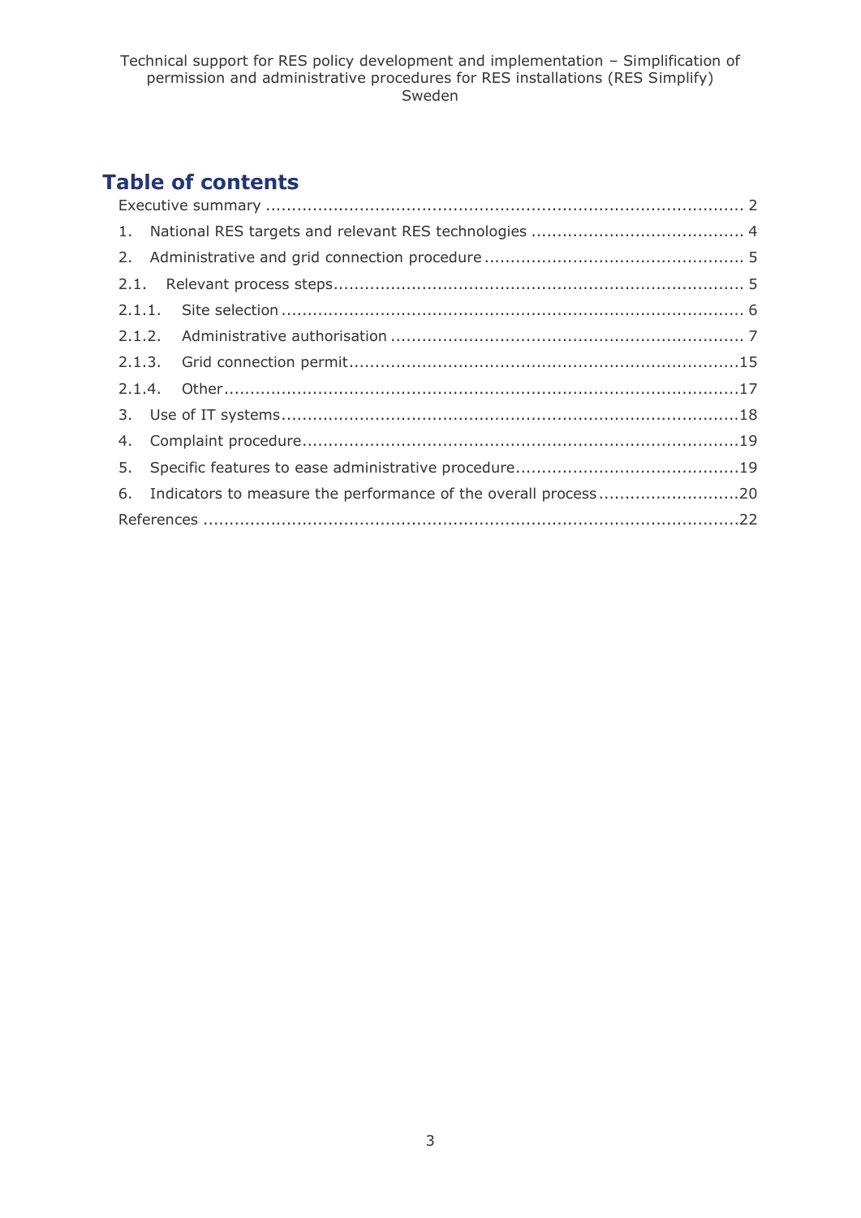# Table of contents

Executive summary ........................................................................................... 2

1. National RES targets and relevant RES technologies ........................................ 4

2. Administrative and grid connection procedure ................................................. 5

2.1. Relevant process steps............................................................................. 5

2.1.1. Site selection ....................................................................................... 6

2.1.2. Administrative authorisation ................................................................... 7

2.1.3. Grid connection permit..........................................................................15

2.1.4. Other..................................................................................................17

3. Use of IT systems.......................................................................................18

4. Complaint procedure...................................................................................19

5. Specific features to ease administrative procedure..........................................19

6. Indicators to measure the performance of the overall process ...........................20

References ......................................................................................................22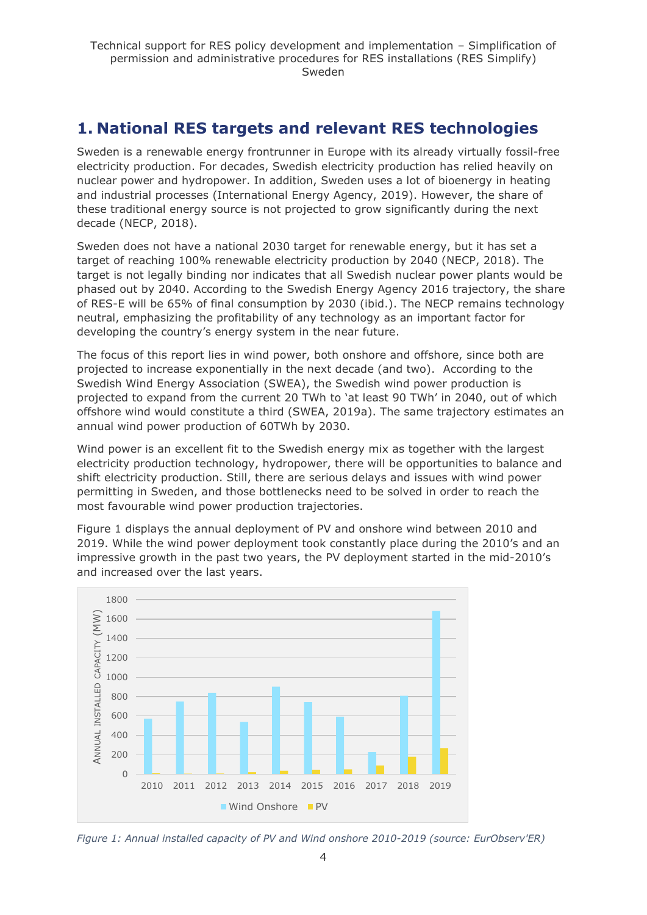# 1. National RES targets and relevant RES technologies

Sweden is a renewable energy frontrunner in Europe with its already virtually fossil-free electricity production. For decades, Swedish electricity production has relied heavily on nuclear power and hydropower. In addition, Sweden uses a lot of bioenergy in heating and industrial processes (International Energy Agency, 2019). However, the share of these traditional energy source is not projected to grow significantly during the next decade (NECP, 2018).

Sweden does not have a national 2030 target for renewable energy, but it has set a target of reaching 100% renewable electricity production by 2040 (NECP, 2018). The target is not legally binding nor indicates that all Swedish nuclear power plants would be phased out by 2040. According to the Swedish Energy Agency 2016 trajectory, the share of RES-E will be 65% of final consumption by 2030 (ibid.). The NECP remains technology neutral, emphasizing the profitability of any technology as an important factor for developing the country's energy system in the near future.

The focus of this report lies in wind power, both onshore and offshore, since both are projected to increase exponentially in the next decade (and two). According to the Swedish Wind Energy Association (SWEA), the Swedish wind power production is projected to expand from the current 20 TWh to 'at least 90 TWh' in 2040, out of which offshore wind would constitute a third (SWEA, 2019a). The same trajectory estimates an annual wind power production of 60TWh by 2030.

Wind power is an excellent fit to the Swedish energy mix as together with the largest electricity production technology, hydropower, there will be opportunities to balance and shift electricity production. Still, there are serious delays and issues with wind power permitting in Sweden, and those bottlenecks need to be solved in order to reach the most favourable wind power production trajectories.

Figure 1 displays the annual deployment of PV and onshore wind between 2010 and 2019. While the wind power deployment took constantly place during the 2010's and an impressive growth in the past two years, the PV deployment started in the mid-2010's and increased over the last years.

Annual installed capacity (MW)
1800
1600
1400
1200
1000
800
600
400
200
0
2010 2011 2012 2013 2014 2015 2016 2017 2018 2019
Wind Onshore
PV

*Figure 1: Annual installed capacity of PV and Wind onshore 2010-2019 (source: EurObserv'ER)*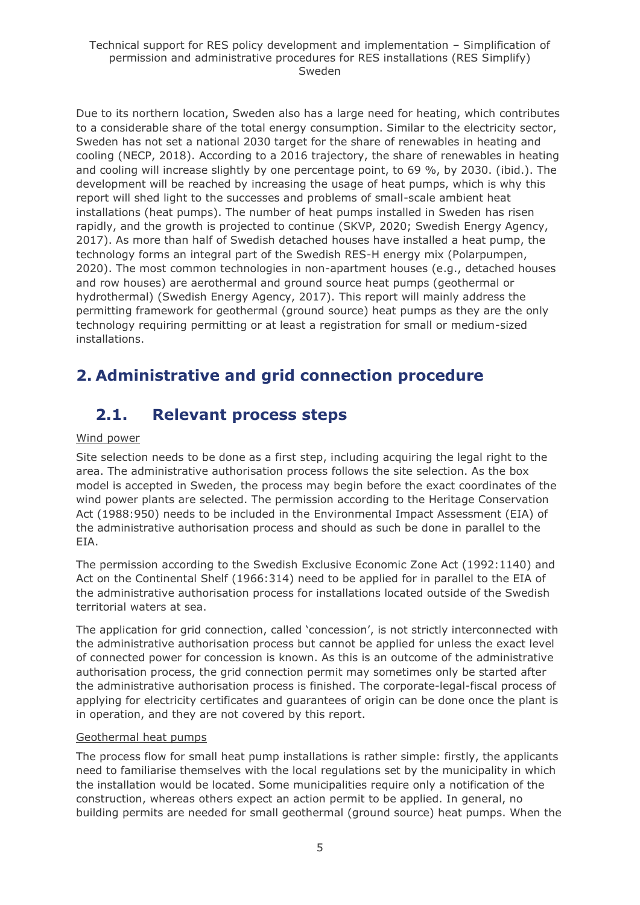Due to its northern location, Sweden also has a large need for heating, which contributes to a considerable share of the total energy consumption. Similar to the electricity sector, Sweden has not set a national 2030 target for the share of renewables in heating and cooling (NECP, 2018). According to a 2016 trajectory, the share of renewables in heating and cooling will increase slightly by one percentage point, to 69 %, by 2030. (ibid.). The development will be reached by increasing the usage of heat pumps, which is why this report will shed light to the successes and problems of small-scale ambient heat installations (heat pumps). The number of heat pumps installed in Sweden has risen rapidly, and the growth is projected to continue (SKVP, 2020; Swedish Energy Agency, 2017). As more than half of Swedish detached houses have installed a heat pump, the technology forms an integral part of the Swedish RES-H energy mix (Polarpumpen, 2020). The most common technologies in non-apartment houses (e.g., detached houses and row houses) are aerothermal and ground source heat pumps (geothermal or hydrothermal) (Swedish Energy Agency, 2017). This report will mainly address the permitting framework for geothermal (ground source) heat pumps as they are the only technology requiring permitting or at least a registration for small or medium-sized installations.

# 2. Administrative and grid connection procedure

## 2.1. Relevant process steps

Wind power

Site selection needs to be done as a first step, including acquiring the legal right to the area. The administrative authorisation process follows the site selection. As the box model is accepted in Sweden, the process may begin before the exact coordinates of the wind power plants are selected. The permission according to the Heritage Conservation Act (1988:950) needs to be included in the Environmental Impact Assessment (EIA) of the administrative authorisation process and should as such be done in parallel to the EIA.

The permission according to the Swedish Exclusive Economic Zone Act (1992:1140) and Act on the Continental Shelf (1966:314) need to be applied for in parallel to the EIA of the administrative authorisation process for installations located outside of the Swedish territorial waters at sea.

The application for grid connection, called 'concession', is not strictly interconnected with the administrative authorisation process but cannot be applied for unless the exact level of connected power for concession is known. As this is an outcome of the administrative authorisation process, the grid connection permit may sometimes only be started after the administrative authorisation process is finished. The corporate-legal-fiscal process of applying for electricity certificates and guarantees of origin can be done once the plant is in operation, and they are not covered by this report.

Geothermal heat pumps

The process flow for small heat pump installations is rather simple: firstly, the applicants need to familiarise themselves with the local regulations set by the municipality in which the installation would be located. Some municipalities require only a notification of the construction, whereas others expect an action permit to be applied. In general, no building permits are needed for small geothermal (ground source) heat pumps. When the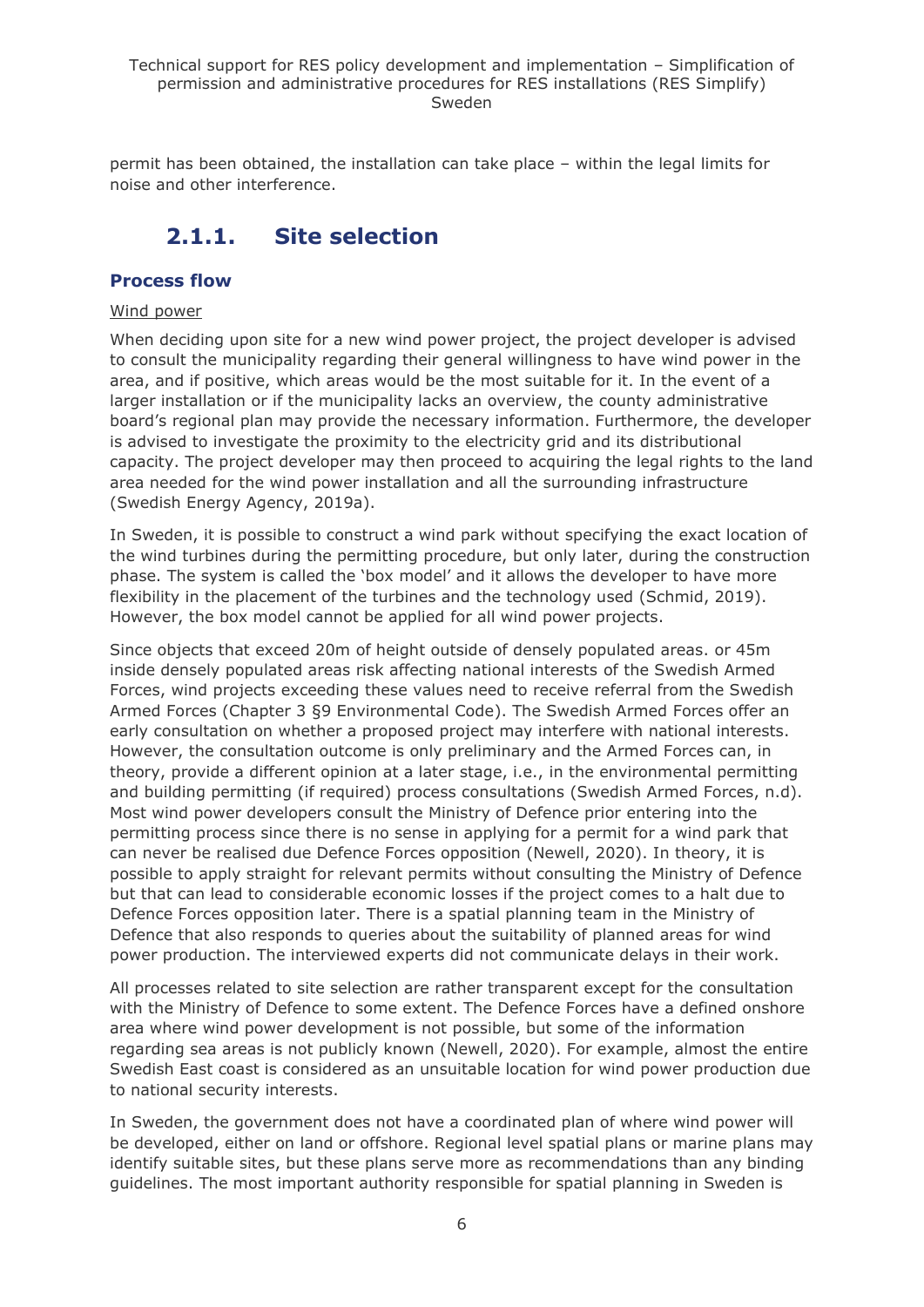permit has been obtained, the installation can take place – within the legal limits for noise and other interference.

### 2.1.1. Site selection

#### Process flow

Wind power

When deciding upon site for a new wind power project, the project developer is advised to consult the municipality regarding their general willingness to have wind power in the area, and if positive, which areas would be the most suitable for it. In the event of a larger installation or if the municipality lacks an overview, the county administrative board's regional plan may provide the necessary information. Furthermore, the developer is advised to investigate the proximity to the electricity grid and its distributional capacity. The project developer may then proceed to acquiring the legal rights to the land area needed for the wind power installation and all the surrounding infrastructure (Swedish Energy Agency, 2019a).

In Sweden, it is possible to construct a wind park without specifying the exact location of the wind turbines during the permitting procedure, but only later, during the construction phase. The system is called the 'box model' and it allows the developer to have more flexibility in the placement of the turbines and the technology used (Schmid, 2019). However, the box model cannot be applied for all wind power projects.

Since objects that exceed 20m of height outside of densely populated areas. or 45m inside densely populated areas risk affecting national interests of the Swedish Armed Forces, wind projects exceeding these values need to receive referral from the Swedish Armed Forces (Chapter 3 §9 Environmental Code). The Swedish Armed Forces offer an early consultation on whether a proposed project may interfere with national interests. However, the consultation outcome is only preliminary and the Armed Forces can, in theory, provide a different opinion at a later stage, i.e., in the environmental permitting and building permitting (if required) process consultations (Swedish Armed Forces, n.d). Most wind power developers consult the Ministry of Defence prior entering into the permitting process since there is no sense in applying for a permit for a wind park that can never be realised due Defence Forces opposition (Newell, 2020). In theory, it is possible to apply straight for relevant permits without consulting the Ministry of Defence but that can lead to considerable economic losses if the project comes to a halt due to Defence Forces opposition later. There is a spatial planning team in the Ministry of Defence that also responds to queries about the suitability of planned areas for wind power production. The interviewed experts did not communicate delays in their work.

All processes related to site selection are rather transparent except for the consultation with the Ministry of Defence to some extent. The Defence Forces have a defined onshore area where wind power development is not possible, but some of the information regarding sea areas is not publicly known (Newell, 2020). For example, almost the entire Swedish East coast is considered as an unsuitable location for wind power production due to national security interests.

In Sweden, the government does not have a coordinated plan of where wind power will be developed, either on land or offshore. Regional level spatial plans or marine plans may identify suitable sites, but these plans serve more as recommendations than any binding guidelines. The most important authority responsible for spatial planning in Sweden is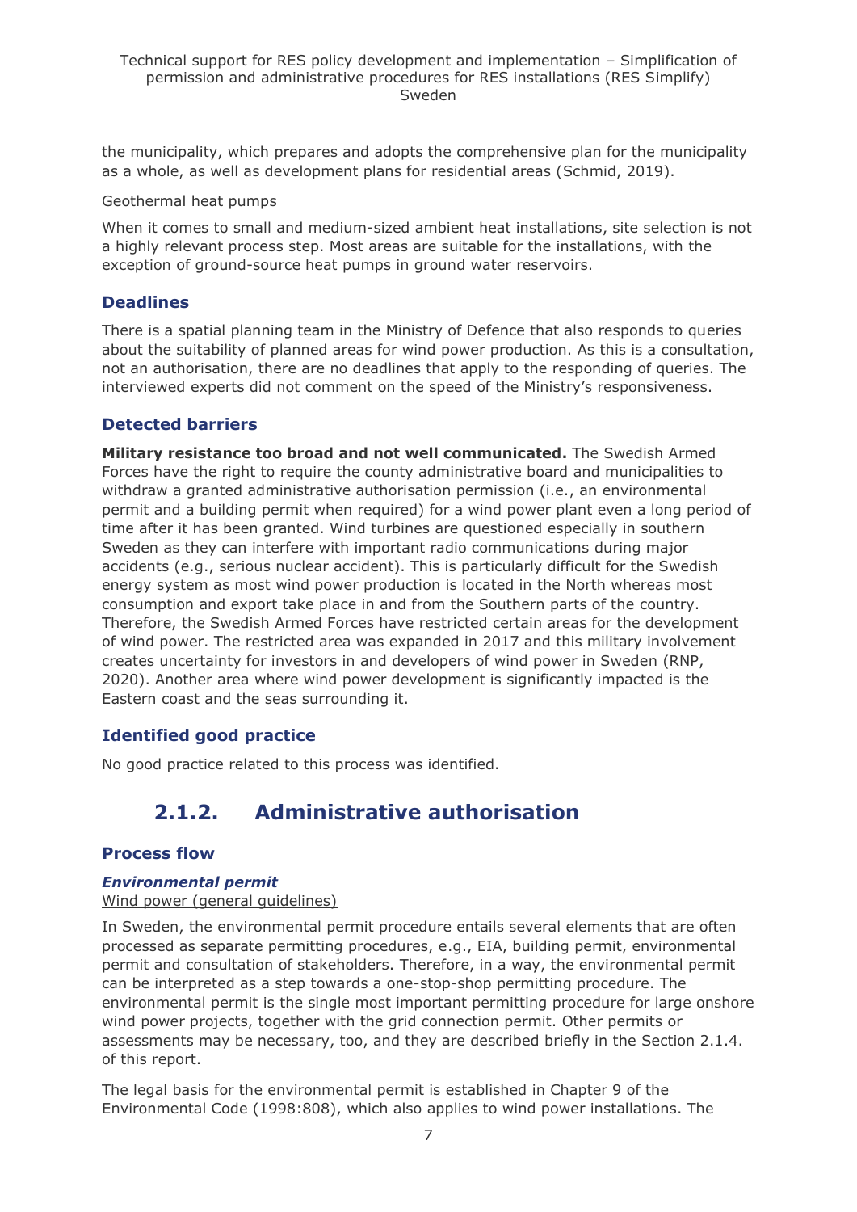the municipality, which prepares and adopts the comprehensive plan for the municipality as a whole, as well as development plans for residential areas (Schmid, 2019).

Geothermal heat pumps

When it comes to small and medium-sized ambient heat installations, site selection is not a highly relevant process step. Most areas are suitable for the installations, with the exception of ground-source heat pumps in ground water reservoirs.

### Deadlines

There is a spatial planning team in the Ministry of Defence that also responds to queries about the suitability of planned areas for wind power production. As this is a consultation, not an authorisation, there are no deadlines that apply to the responding of queries. The interviewed experts did not comment on the speed of the Ministry's responsiveness.

### Detected barriers

**Military resistance too broad and not well communicated.** The Swedish Armed Forces have the right to require the county administrative board and municipalities to withdraw a granted administrative authorisation permission (i.e., an environmental permit and a building permit when required) for a wind power plant even a long period of time after it has been granted. Wind turbines are questioned especially in southern Sweden as they can interfere with important radio communications during major accidents (e.g., serious nuclear accident). This is particularly difficult for the Swedish energy system as most wind power production is located in the North whereas most consumption and export take place in and from the Southern parts of the country. Therefore, the Swedish Armed Forces have restricted certain areas for the development of wind power. The restricted area was expanded in 2017 and this military involvement creates uncertainty for investors in and developers of wind power in Sweden (RNP, 2020). Another area where wind power development is significantly impacted is the Eastern coast and the seas surrounding it.

### Identified good practice

No good practice related to this process was identified.

## 2.1.2. Administrative authorisation

### Process flow

#### *Environmental permit*

Wind power (general guidelines)

In Sweden, the environmental permit procedure entails several elements that are often processed as separate permitting procedures, e.g., EIA, building permit, environmental permit and consultation of stakeholders. Therefore, in a way, the environmental permit can be interpreted as a step towards a one-stop-shop permitting procedure. The environmental permit is the single most important permitting procedure for large onshore wind power projects, together with the grid connection permit. Other permits or assessments may be necessary, too, and they are described briefly in the Section 2.1.4. of this report.

The legal basis for the environmental permit is established in Chapter 9 of the Environmental Code (1998:808), which also applies to wind power installations. The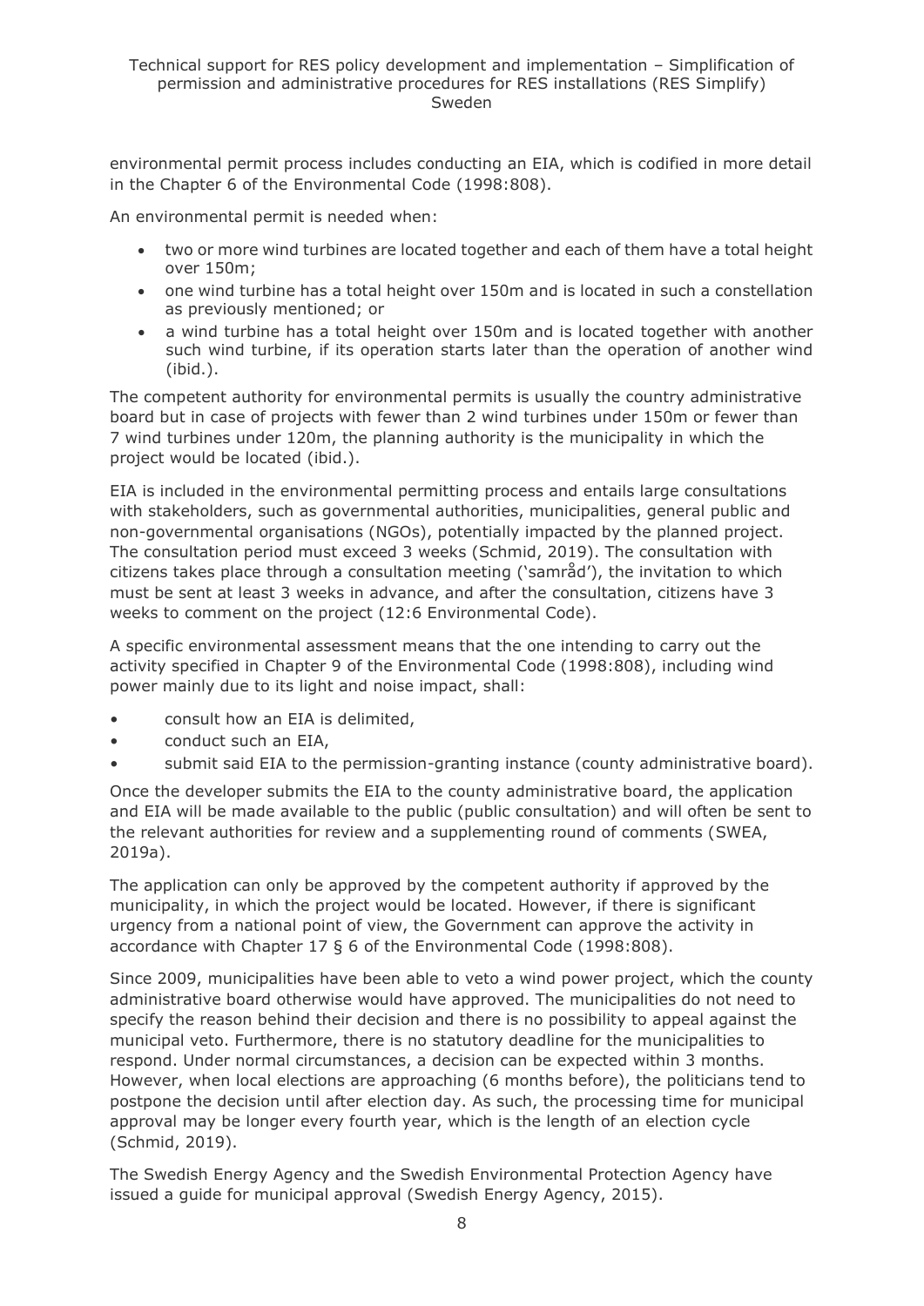environmental permit process includes conducting an EIA, which is codified in more detail in the Chapter 6 of the Environmental Code (1998:808).

An environmental permit is needed when:

- two or more wind turbines are located together and each of them have a total height over 150m;
- one wind turbine has a total height over 150m and is located in such a constellation as previously mentioned; or
- a wind turbine has a total height over 150m and is located together with another such wind turbine, if its operation starts later than the operation of another wind (ibid.).

The competent authority for environmental permits is usually the country administrative board but in case of projects with fewer than 2 wind turbines under 150m or fewer than 7 wind turbines under 120m, the planning authority is the municipality in which the project would be located (ibid.).

EIA is included in the environmental permitting process and entails large consultations with stakeholders, such as governmental authorities, municipalities, general public and non-governmental organisations (NGOs), potentially impacted by the planned project. The consultation period must exceed 3 weeks (Schmid, 2019). The consultation with citizens takes place through a consultation meeting ('samråd'), the invitation to which must be sent at least 3 weeks in advance, and after the consultation, citizens have 3 weeks to comment on the project (12:6 Environmental Code).

A specific environmental assessment means that the one intending to carry out the activity specified in Chapter 9 of the Environmental Code (1998:808), including wind power mainly due to its light and noise impact, shall:

- consult how an EIA is delimited,
- conduct such an EIA,
- submit said EIA to the permission-granting instance (county administrative board).

Once the developer submits the EIA to the county administrative board, the application and EIA will be made available to the public (public consultation) and will often be sent to the relevant authorities for review and a supplementing round of comments (SWEA, 2019a).

The application can only be approved by the competent authority if approved by the municipality, in which the project would be located. However, if there is significant urgency from a national point of view, the Government can approve the activity in accordance with Chapter 17 § 6 of the Environmental Code (1998:808).

Since 2009, municipalities have been able to veto a wind power project, which the county administrative board otherwise would have approved. The municipalities do not need to specify the reason behind their decision and there is no possibility to appeal against the municipal veto. Furthermore, there is no statutory deadline for the municipalities to respond. Under normal circumstances, a decision can be expected within 3 months. However, when local elections are approaching (6 months before), the politicians tend to postpone the decision until after election day. As such, the processing time for municipal approval may be longer every fourth year, which is the length of an election cycle (Schmid, 2019).

The Swedish Energy Agency and the Swedish Environmental Protection Agency have issued a guide for municipal approval (Swedish Energy Agency, 2015).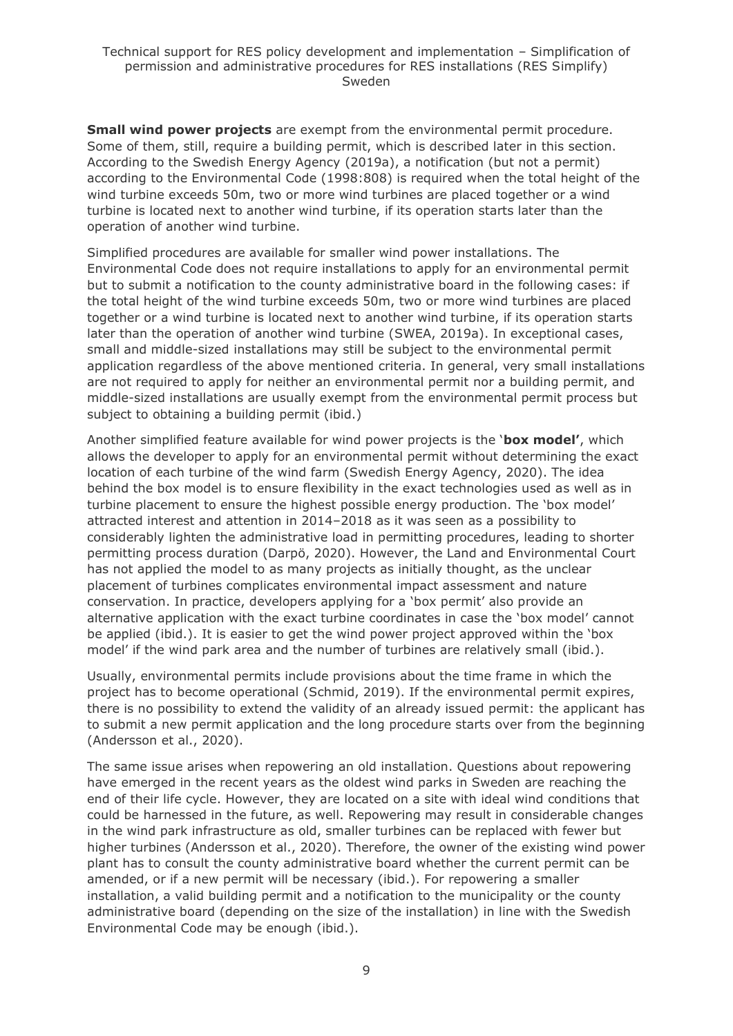**Small wind power projects** are exempt from the environmental permit procedure. Some of them, still, require a building permit, which is described later in this section. According to the Swedish Energy Agency (2019a), a notification (but not a permit) according to the Environmental Code (1998:808) is required when the total height of the wind turbine exceeds 50m, two or more wind turbines are placed together or a wind turbine is located next to another wind turbine, if its operation starts later than the operation of another wind turbine.

Simplified procedures are available for smaller wind power installations. The Environmental Code does not require installations to apply for an environmental permit but to submit a notification to the county administrative board in the following cases: if the total height of the wind turbine exceeds 50m, two or more wind turbines are placed together or a wind turbine is located next to another wind turbine, if its operation starts later than the operation of another wind turbine (SWEA, 2019a). In exceptional cases, small and middle-sized installations may still be subject to the environmental permit application regardless of the above mentioned criteria. In general, very small installations are not required to apply for neither an environmental permit nor a building permit, and middle-sized installations are usually exempt from the environmental permit process but subject to obtaining a building permit (ibid.)

Another simplified feature available for wind power projects is the '**box model'**, which allows the developer to apply for an environmental permit without determining the exact location of each turbine of the wind farm (Swedish Energy Agency, 2020). The idea behind the box model is to ensure flexibility in the exact technologies used as well as in turbine placement to ensure the highest possible energy production. The 'box model' attracted interest and attention in 2014–2018 as it was seen as a possibility to considerably lighten the administrative load in permitting procedures, leading to shorter permitting process duration (Darpö, 2020). However, the Land and Environmental Court has not applied the model to as many projects as initially thought, as the unclear placement of turbines complicates environmental impact assessment and nature conservation. In practice, developers applying for a 'box permit' also provide an alternative application with the exact turbine coordinates in case the 'box model' cannot be applied (ibid.). It is easier to get the wind power project approved within the 'box model' if the wind park area and the number of turbines are relatively small (ibid.).

Usually, environmental permits include provisions about the time frame in which the project has to become operational (Schmid, 2019). If the environmental permit expires, there is no possibility to extend the validity of an already issued permit: the applicant has to submit a new permit application and the long procedure starts over from the beginning (Andersson et al., 2020).

The same issue arises when repowering an old installation. Questions about repowering have emerged in the recent years as the oldest wind parks in Sweden are reaching the end of their life cycle. However, they are located on a site with ideal wind conditions that could be harnessed in the future, as well. Repowering may result in considerable changes in the wind park infrastructure as old, smaller turbines can be replaced with fewer but higher turbines (Andersson et al., 2020). Therefore, the owner of the existing wind power plant has to consult the county administrative board whether the current permit can be amended, or if a new permit will be necessary (ibid.). For repowering a smaller installation, a valid building permit and a notification to the municipality or the county administrative board (depending on the size of the installation) in line with the Swedish Environmental Code may be enough (ibid.).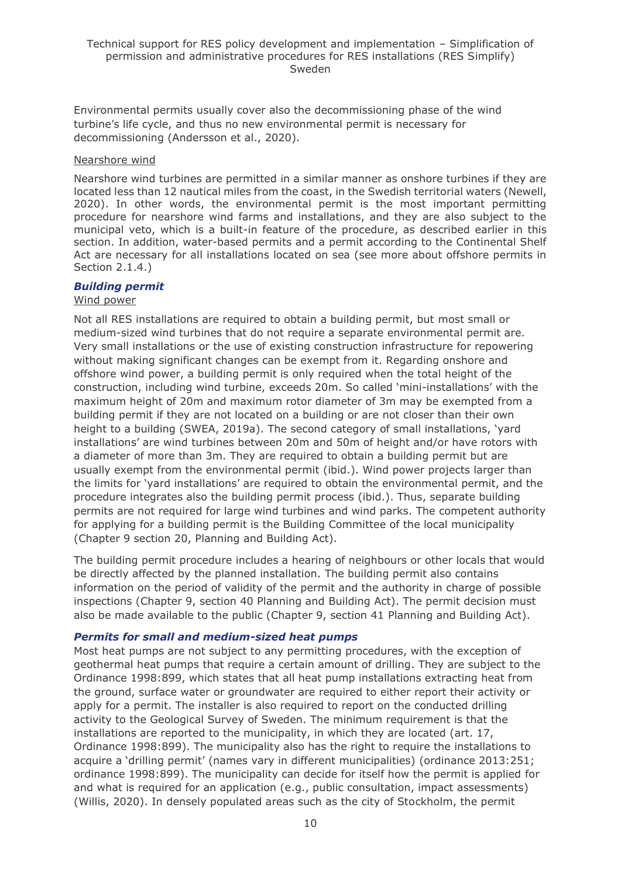Environmental permits usually cover also the decommissioning phase of the wind turbine's life cycle, and thus no new environmental permit is necessary for decommissioning (Andersson et al., 2020).

Nearshore wind

Nearshore wind turbines are permitted in a similar manner as onshore turbines if they are located less than 12 nautical miles from the coast, in the Swedish territorial waters (Newell, 2020). In other words, the environmental permit is the most important permitting procedure for nearshore wind farms and installations, and they are also subject to the municipal veto, which is a built-in feature of the procedure, as described earlier in this section. In addition, water-based permits and a permit according to the Continental Shelf Act are necessary for all installations located on sea (see more about offshore permits in Section 2.1.4.)

#### ***Building permit***

Wind power

Not all RES installations are required to obtain a building permit, but most small or medium-sized wind turbines that do not require a separate environmental permit are. Very small installations or the use of existing construction infrastructure for repowering without making significant changes can be exempt from it. Regarding onshore and offshore wind power, a building permit is only required when the total height of the construction, including wind turbine, exceeds 20m. So called 'mini-installations' with the maximum height of 20m and maximum rotor diameter of 3m may be exempted from a building permit if they are not located on a building or are not closer than their own height to a building (SWEA, 2019a). The second category of small installations, 'yard installations' are wind turbines between 20m and 50m of height and/or have rotors with a diameter of more than 3m. They are required to obtain a building permit but are usually exempt from the environmental permit (ibid.). Wind power projects larger than the limits for 'yard installations' are required to obtain the environmental permit, and the procedure integrates also the building permit process (ibid.). Thus, separate building permits are not required for large wind turbines and wind parks. The competent authority for applying for a building permit is the Building Committee of the local municipality (Chapter 9 section 20, Planning and Building Act).

The building permit procedure includes a hearing of neighbours or other locals that would be directly affected by the planned installation. The building permit also contains information on the period of validity of the permit and the authority in charge of possible inspections (Chapter 9, section 40 Planning and Building Act). The permit decision must also be made available to the public (Chapter 9, section 41 Planning and Building Act).

#### ***Permits for small and medium-sized heat pumps***

Most heat pumps are not subject to any permitting procedures, with the exception of geothermal heat pumps that require a certain amount of drilling. They are subject to the Ordinance 1998:899, which states that all heat pump installations extracting heat from the ground, surface water or groundwater are required to either report their activity or apply for a permit. The installer is also required to report on the conducted drilling activity to the Geological Survey of Sweden. The minimum requirement is that the installations are reported to the municipality, in which they are located (art. 17, Ordinance 1998:899). The municipality also has the right to require the installations to acquire a 'drilling permit' (names vary in different municipalities) (ordinance 2013:251; ordinance 1998:899). The municipality can decide for itself how the permit is applied for and what is required for an application (e.g., public consultation, impact assessments) (Willis, 2020). In densely populated areas such as the city of Stockholm, the permit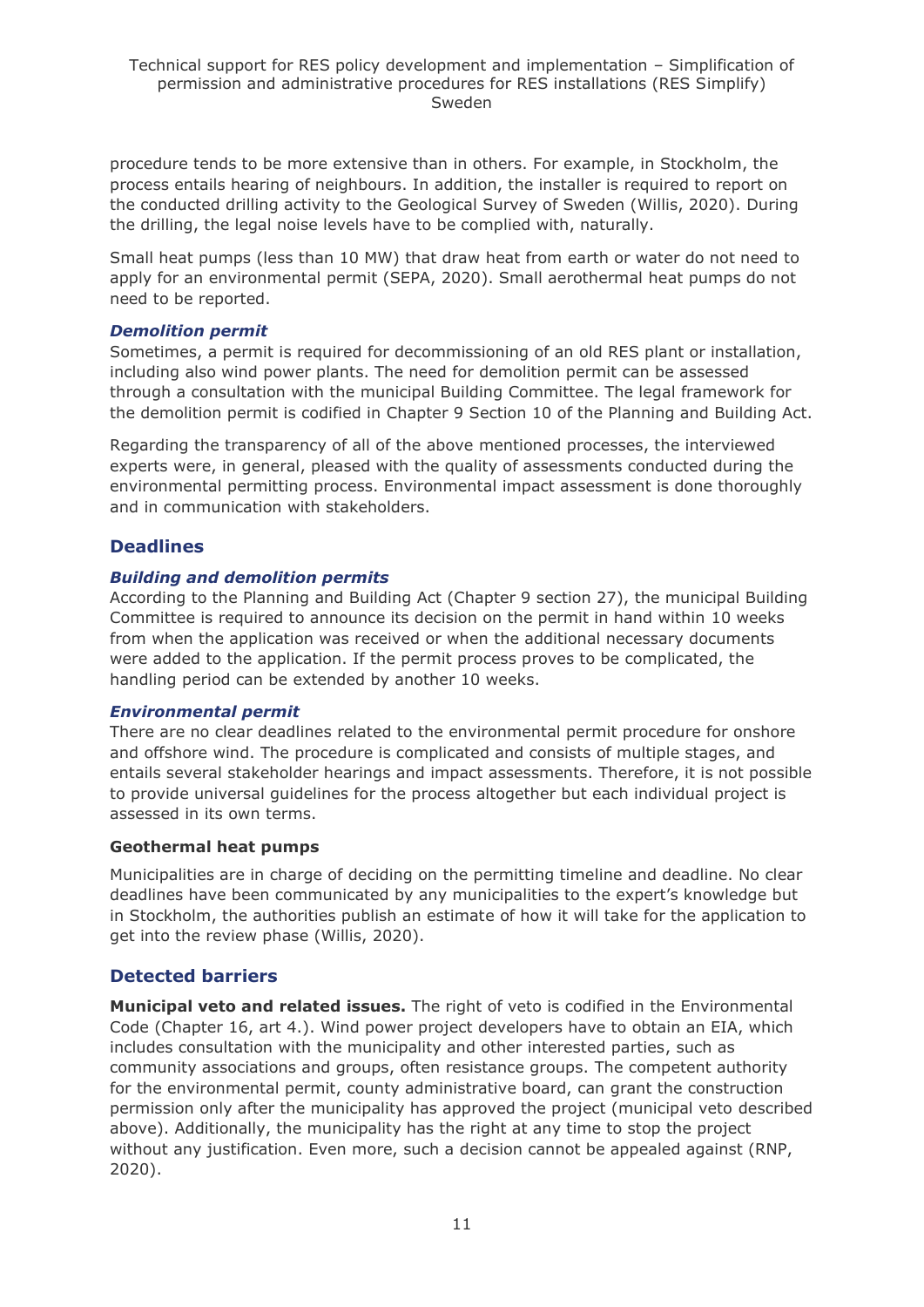procedure tends to be more extensive than in others. For example, in Stockholm, the process entails hearing of neighbours. In addition, the installer is required to report on the conducted drilling activity to the Geological Survey of Sweden (Willis, 2020). During the drilling, the legal noise levels have to be complied with, naturally.

Small heat pumps (less than 10 MW) that draw heat from earth or water do not need to apply for an environmental permit (SEPA, 2020). Small aerothermal heat pumps do not need to be reported.

### *Demolition permit*

Sometimes, a permit is required for decommissioning of an old RES plant or installation, including also wind power plants. The need for demolition permit can be assessed through a consultation with the municipal Building Committee. The legal framework for the demolition permit is codified in Chapter 9 Section 10 of the Planning and Building Act.

Regarding the transparency of all of the above mentioned processes, the interviewed experts were, in general, pleased with the quality of assessments conducted during the environmental permitting process. Environmental impact assessment is done thoroughly and in communication with stakeholders.

## Deadlines

### *Building and demolition permits*

According to the Planning and Building Act (Chapter 9 section 27), the municipal Building Committee is required to announce its decision on the permit in hand within 10 weeks from when the application was received or when the additional necessary documents were added to the application. If the permit process proves to be complicated, the handling period can be extended by another 10 weeks.

### *Environmental permit*

There are no clear deadlines related to the environmental permit procedure for onshore and offshore wind. The procedure is complicated and consists of multiple stages, and entails several stakeholder hearings and impact assessments. Therefore, it is not possible to provide universal guidelines for the process altogether but each individual project is assessed in its own terms.

### Geothermal heat pumps

Municipalities are in charge of deciding on the permitting timeline and deadline. No clear deadlines have been communicated by any municipalities to the expert's knowledge but in Stockholm, the authorities publish an estimate of how it will take for the application to get into the review phase (Willis, 2020).

## Detected barriers

**Municipal veto and related issues.** The right of veto is codified in the Environmental Code (Chapter 16, art 4.). Wind power project developers have to obtain an EIA, which includes consultation with the municipality and other interested parties, such as community associations and groups, often resistance groups. The competent authority for the environmental permit, county administrative board, can grant the construction permission only after the municipality has approved the project (municipal veto described above). Additionally, the municipality has the right at any time to stop the project without any justification. Even more, such a decision cannot be appealed against (RNP, 2020).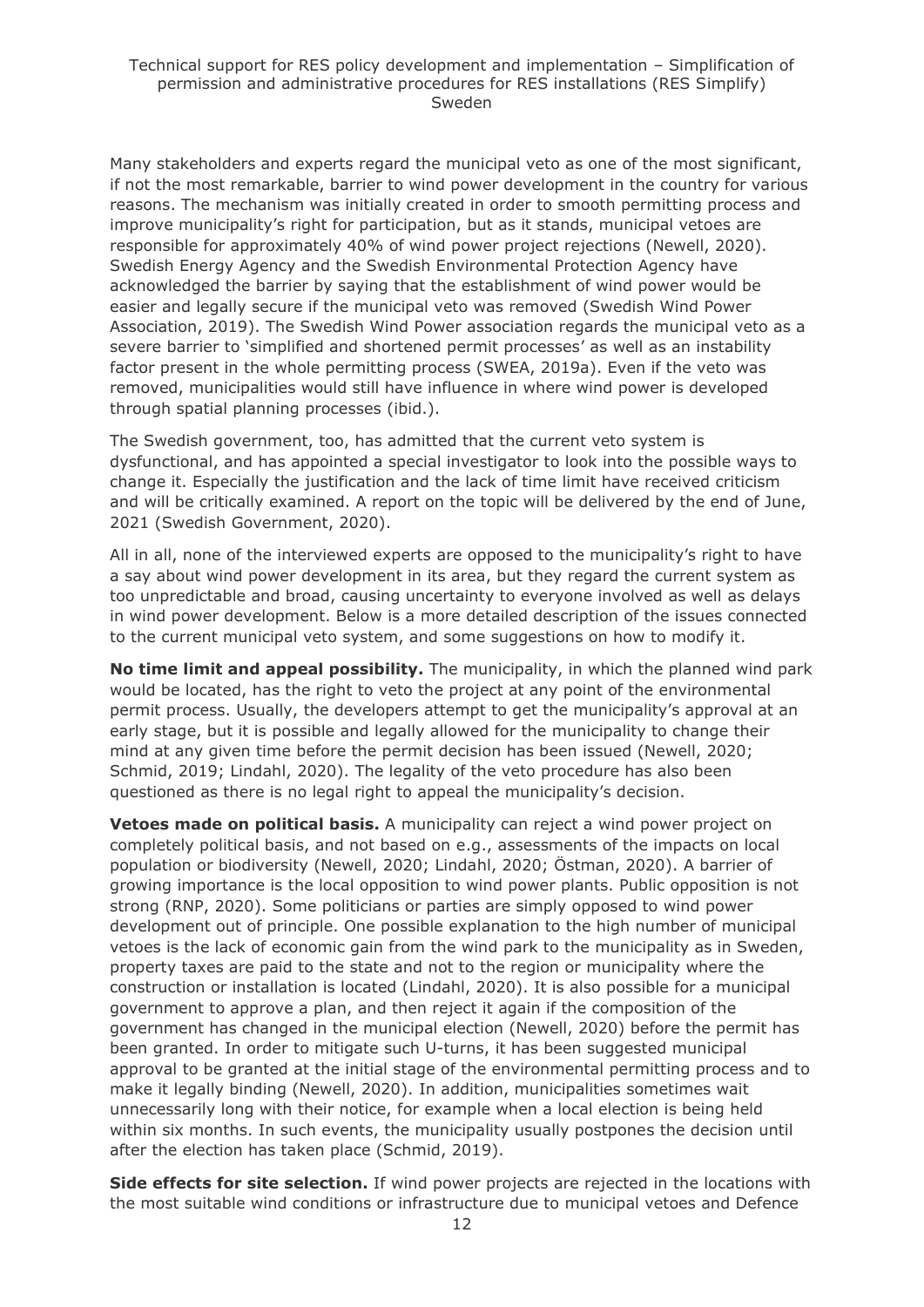Many stakeholders and experts regard the municipal veto as one of the most significant, if not the most remarkable, barrier to wind power development in the country for various reasons. The mechanism was initially created in order to smooth permitting process and improve municipality's right for participation, but as it stands, municipal vetoes are responsible for approximately 40% of wind power project rejections (Newell, 2020). Swedish Energy Agency and the Swedish Environmental Protection Agency have acknowledged the barrier by saying that the establishment of wind power would be easier and legally secure if the municipal veto was removed (Swedish Wind Power Association, 2019). The Swedish Wind Power association regards the municipal veto as a severe barrier to 'simplified and shortened permit processes' as well as an instability factor present in the whole permitting process (SWEA, 2019a). Even if the veto was removed, municipalities would still have influence in where wind power is developed through spatial planning processes (ibid.).

The Swedish government, too, has admitted that the current veto system is dysfunctional, and has appointed a special investigator to look into the possible ways to change it. Especially the justification and the lack of time limit have received criticism and will be critically examined. A report on the topic will be delivered by the end of June, 2021 (Swedish Government, 2020).

All in all, none of the interviewed experts are opposed to the municipality's right to have a say about wind power development in its area, but they regard the current system as too unpredictable and broad, causing uncertainty to everyone involved as well as delays in wind power development. Below is a more detailed description of the issues connected to the current municipal veto system, and some suggestions on how to modify it.

**No time limit and appeal possibility.** The municipality, in which the planned wind park would be located, has the right to veto the project at any point of the environmental permit process. Usually, the developers attempt to get the municipality's approval at an early stage, but it is possible and legally allowed for the municipality to change their mind at any given time before the permit decision has been issued (Newell, 2020; Schmid, 2019; Lindahl, 2020). The legality of the veto procedure has also been questioned as there is no legal right to appeal the municipality's decision.

**Vetoes made on political basis.** A municipality can reject a wind power project on completely political basis, and not based on e.g., assessments of the impacts on local population or biodiversity (Newell, 2020; Lindahl, 2020; Östman, 2020). A barrier of growing importance is the local opposition to wind power plants. Public opposition is not strong (RNP, 2020). Some politicians or parties are simply opposed to wind power development out of principle. One possible explanation to the high number of municipal vetoes is the lack of economic gain from the wind park to the municipality as in Sweden, property taxes are paid to the state and not to the region or municipality where the construction or installation is located (Lindahl, 2020). It is also possible for a municipal government to approve a plan, and then reject it again if the composition of the government has changed in the municipal election (Newell, 2020) before the permit has been granted. In order to mitigate such U-turns, it has been suggested municipal approval to be granted at the initial stage of the environmental permitting process and to make it legally binding (Newell, 2020). In addition, municipalities sometimes wait unnecessarily long with their notice, for example when a local election is being held within six months. In such events, the municipality usually postpones the decision until after the election has taken place (Schmid, 2019).

**Side effects for site selection.** If wind power projects are rejected in the locations with the most suitable wind conditions or infrastructure due to municipal vetoes and Defence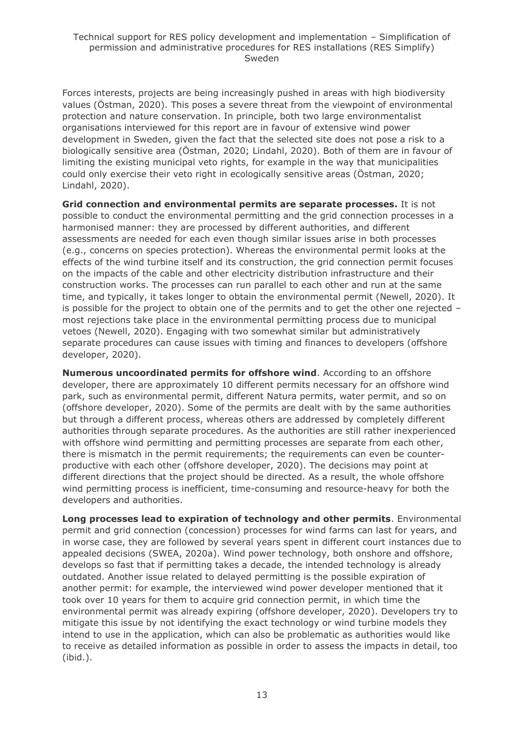Forces interests, projects are being increasingly pushed in areas with high biodiversity values (Östman, 2020). This poses a severe threat from the viewpoint of environmental protection and nature conservation. In principle, both two large environmentalist organisations interviewed for this report are in favour of extensive wind power development in Sweden, given the fact that the selected site does not pose a risk to a biologically sensitive area (Östman, 2020; Lindahl, 2020). Both of them are in favour of limiting the existing municipal veto rights, for example in the way that municipalities could only exercise their veto right in ecologically sensitive areas (Östman, 2020; Lindahl, 2020).

**Grid connection and environmental permits are separate processes.** It is not possible to conduct the environmental permitting and the grid connection processes in a harmonised manner: they are processed by different authorities, and different assessments are needed for each even though similar issues arise in both processes (e.g., concerns on species protection). Whereas the environmental permit looks at the effects of the wind turbine itself and its construction, the grid connection permit focuses on the impacts of the cable and other electricity distribution infrastructure and their construction works. The processes can run parallel to each other and run at the same time, and typically, it takes longer to obtain the environmental permit (Newell, 2020). It is possible for the project to obtain one of the permits and to get the other one rejected – most rejections take place in the environmental permitting process due to municipal vetoes (Newell, 2020). Engaging with two somewhat similar but administratively separate procedures can cause issues with timing and finances to developers (offshore developer, 2020).

**Numerous uncoordinated permits for offshore wind**. According to an offshore developer, there are approximately 10 different permits necessary for an offshore wind park, such as environmental permit, different Natura permits, water permit, and so on (offshore developer, 2020). Some of the permits are dealt with by the same authorities but through a different process, whereas others are addressed by completely different authorities through separate procedures. As the authorities are still rather inexperienced with offshore wind permitting and permitting processes are separate from each other, there is mismatch in the permit requirements; the requirements can even be counter-productive with each other (offshore developer, 2020). The decisions may point at different directions that the project should be directed. As a result, the whole offshore wind permitting process is inefficient, time-consuming and resource-heavy for both the developers and authorities.

**Long processes lead to expiration of technology and other permits**. Environmental permit and grid connection (concession) processes for wind farms can last for years, and in worse case, they are followed by several years spent in different court instances due to appealed decisions (SWEA, 2020a). Wind power technology, both onshore and offshore, develops so fast that if permitting takes a decade, the intended technology is already outdated. Another issue related to delayed permitting is the possible expiration of another permit: for example, the interviewed wind power developer mentioned that it took over 10 years for them to acquire grid connection permit, in which time the environmental permit was already expiring (offshore developer, 2020). Developers try to mitigate this issue by not identifying the exact technology or wind turbine models they intend to use in the application, which can also be problematic as authorities would like to receive as detailed information as possible in order to assess the impacts in detail, too (ibid.).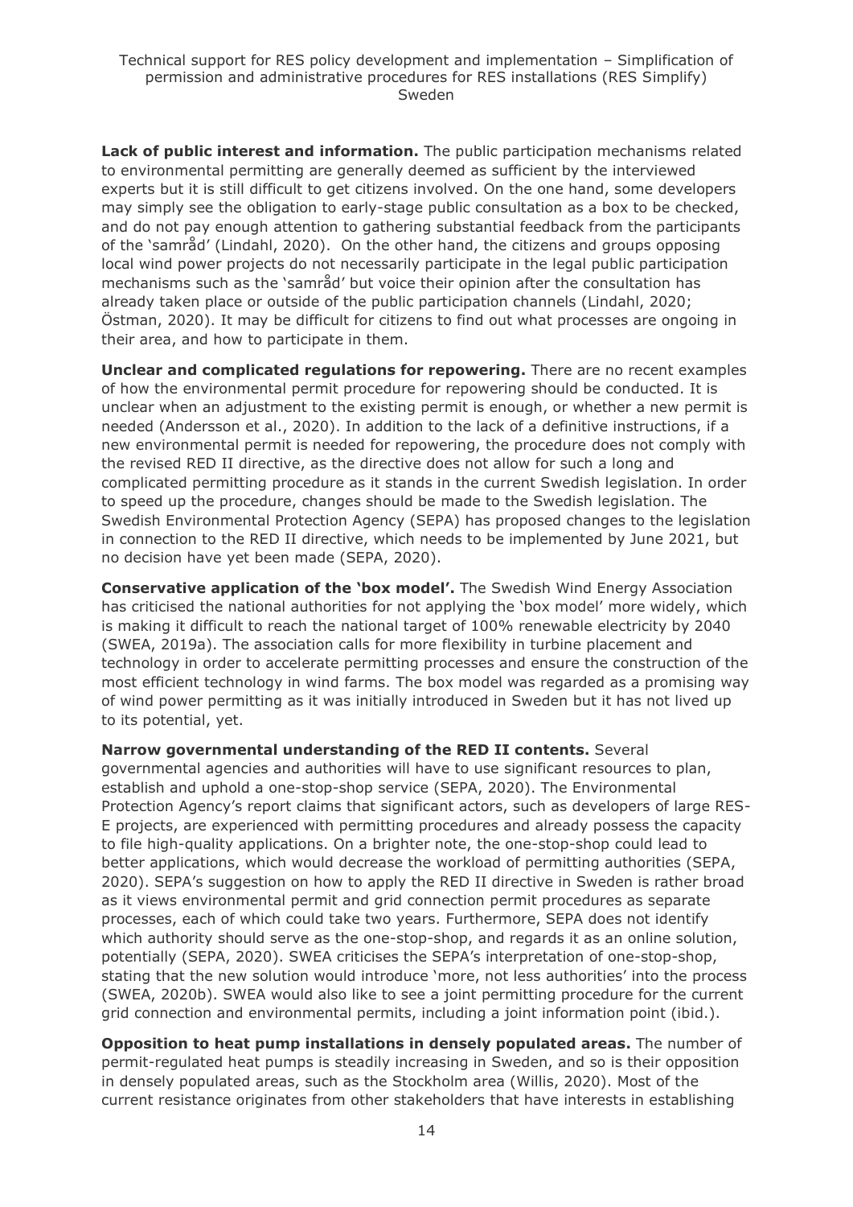**Lack of public interest and information.** The public participation mechanisms related to environmental permitting are generally deemed as sufficient by the interviewed experts but it is still difficult to get citizens involved. On the one hand, some developers may simply see the obligation to early-stage public consultation as a box to be checked, and do not pay enough attention to gathering substantial feedback from the participants of the 'samråd' (Lindahl, 2020). On the other hand, the citizens and groups opposing local wind power projects do not necessarily participate in the legal public participation mechanisms such as the 'samråd' but voice their opinion after the consultation has already taken place or outside of the public participation channels (Lindahl, 2020; Östman, 2020). It may be difficult for citizens to find out what processes are ongoing in their area, and how to participate in them.

**Unclear and complicated regulations for repowering.** There are no recent examples of how the environmental permit procedure for repowering should be conducted. It is unclear when an adjustment to the existing permit is enough, or whether a new permit is needed (Andersson et al., 2020). In addition to the lack of a definitive instructions, if a new environmental permit is needed for repowering, the procedure does not comply with the revised RED II directive, as the directive does not allow for such a long and complicated permitting procedure as it stands in the current Swedish legislation. In order to speed up the procedure, changes should be made to the Swedish legislation. The Swedish Environmental Protection Agency (SEPA) has proposed changes to the legislation in connection to the RED II directive, which needs to be implemented by June 2021, but no decision have yet been made (SEPA, 2020).

**Conservative application of the 'box model'.** The Swedish Wind Energy Association has criticised the national authorities for not applying the 'box model' more widely, which is making it difficult to reach the national target of 100% renewable electricity by 2040 (SWEA, 2019a). The association calls for more flexibility in turbine placement and technology in order to accelerate permitting processes and ensure the construction of the most efficient technology in wind farms. The box model was regarded as a promising way of wind power permitting as it was initially introduced in Sweden but it has not lived up to its potential, yet.

**Narrow governmental understanding of the RED II contents.** Several governmental agencies and authorities will have to use significant resources to plan, establish and uphold a one-stop-shop service (SEPA, 2020). The Environmental Protection Agency's report claims that significant actors, such as developers of large RES-E projects, are experienced with permitting procedures and already possess the capacity to file high-quality applications. On a brighter note, the one-stop-shop could lead to better applications, which would decrease the workload of permitting authorities (SEPA, 2020). SEPA's suggestion on how to apply the RED II directive in Sweden is rather broad as it views environmental permit and grid connection permit procedures as separate processes, each of which could take two years. Furthermore, SEPA does not identify which authority should serve as the one-stop-shop, and regards it as an online solution, potentially (SEPA, 2020). SWEA criticises the SEPA's interpretation of one-stop-shop, stating that the new solution would introduce 'more, not less authorities' into the process (SWEA, 2020b). SWEA would also like to see a joint permitting procedure for the current grid connection and environmental permits, including a joint information point (ibid.).

**Opposition to heat pump installations in densely populated areas.** The number of permit-regulated heat pumps is steadily increasing in Sweden, and so is their opposition in densely populated areas, such as the Stockholm area (Willis, 2020). Most of the current resistance originates from other stakeholders that have interests in establishing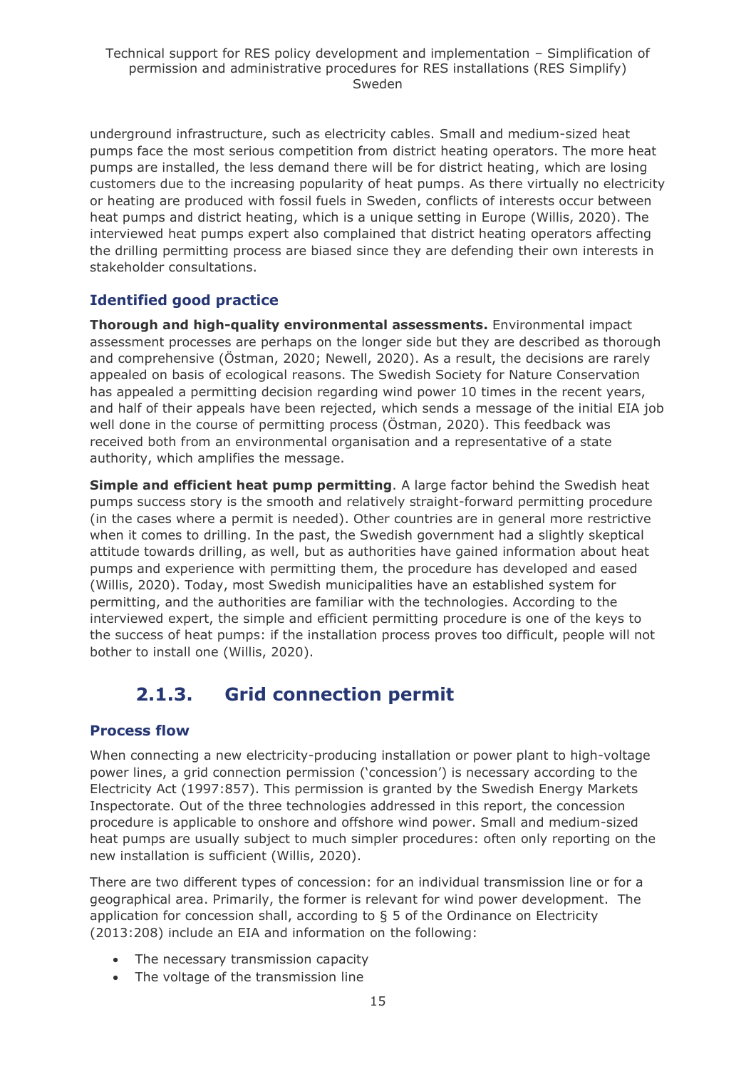underground infrastructure, such as electricity cables. Small and medium-sized heat pumps face the most serious competition from district heating operators. The more heat pumps are installed, the less demand there will be for district heating, which are losing customers due to the increasing popularity of heat pumps. As there virtually no electricity or heating are produced with fossil fuels in Sweden, conflicts of interests occur between heat pumps and district heating, which is a unique setting in Europe (Willis, 2020). The interviewed heat pumps expert also complained that district heating operators affecting the drilling permitting process are biased since they are defending their own interests in stakeholder consultations.

### Identified good practice

**Thorough and high-quality environmental assessments.** Environmental impact assessment processes are perhaps on the longer side but they are described as thorough and comprehensive (Östman, 2020; Newell, 2020). As a result, the decisions are rarely appealed on basis of ecological reasons. The Swedish Society for Nature Conservation has appealed a permitting decision regarding wind power 10 times in the recent years, and half of their appeals have been rejected, which sends a message of the initial EIA job well done in the course of permitting process (Östman, 2020). This feedback was received both from an environmental organisation and a representative of a state authority, which amplifies the message.

**Simple and efficient heat pump permitting**. A large factor behind the Swedish heat pumps success story is the smooth and relatively straight-forward permitting procedure (in the cases where a permit is needed). Other countries are in general more restrictive when it comes to drilling. In the past, the Swedish government had a slightly skeptical attitude towards drilling, as well, but as authorities have gained information about heat pumps and experience with permitting them, the procedure has developed and eased (Willis, 2020). Today, most Swedish municipalities have an established system for permitting, and the authorities are familiar with the technologies. According to the interviewed expert, the simple and efficient permitting procedure is one of the keys to the success of heat pumps: if the installation process proves too difficult, people will not bother to install one (Willis, 2020).

## 2.1.3. Grid connection permit

### Process flow

When connecting a new electricity-producing installation or power plant to high-voltage power lines, a grid connection permission ('concession') is necessary according to the Electricity Act (1997:857). This permission is granted by the Swedish Energy Markets Inspectorate. Out of the three technologies addressed in this report, the concession procedure is applicable to onshore and offshore wind power. Small and medium-sized heat pumps are usually subject to much simpler procedures: often only reporting on the new installation is sufficient (Willis, 2020).

There are two different types of concession: for an individual transmission line or for a geographical area. Primarily, the former is relevant for wind power development. The application for concession shall, according to § 5 of the Ordinance on Electricity (2013:208) include an EIA and information on the following:

- The necessary transmission capacity
- The voltage of the transmission line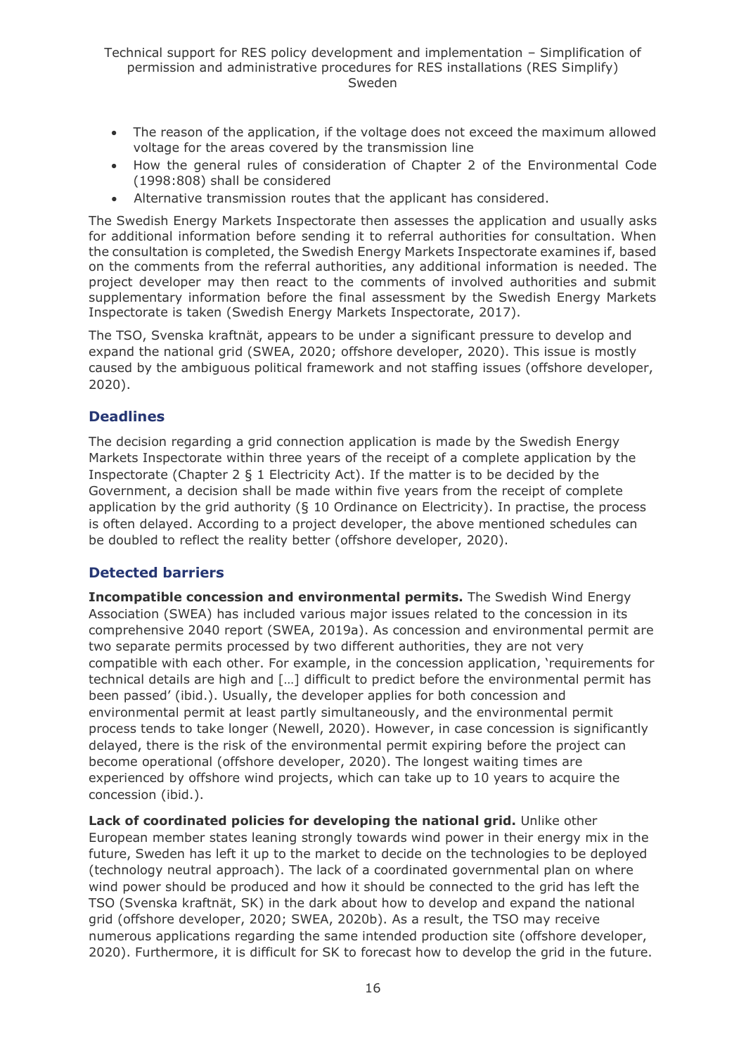- The reason of the application, if the voltage does not exceed the maximum allowed voltage for the areas covered by the transmission line
- How the general rules of consideration of Chapter 2 of the Environmental Code (1998:808) shall be considered
- Alternative transmission routes that the applicant has considered.

The Swedish Energy Markets Inspectorate then assesses the application and usually asks for additional information before sending it to referral authorities for consultation. When the consultation is completed, the Swedish Energy Markets Inspectorate examines if, based on the comments from the referral authorities, any additional information is needed. The project developer may then react to the comments of involved authorities and submit supplementary information before the final assessment by the Swedish Energy Markets Inspectorate is taken (Swedish Energy Markets Inspectorate, 2017).

The TSO, Svenska kraftnät, appears to be under a significant pressure to develop and expand the national grid (SWEA, 2020; offshore developer, 2020). This issue is mostly caused by the ambiguous political framework and not staffing issues (offshore developer, 2020).

## Deadlines

The decision regarding a grid connection application is made by the Swedish Energy Markets Inspectorate within three years of the receipt of a complete application by the Inspectorate (Chapter 2 § 1 Electricity Act). If the matter is to be decided by the Government, a decision shall be made within five years from the receipt of complete application by the grid authority (§ 10 Ordinance on Electricity). In practise, the process is often delayed. According to a project developer, the above mentioned schedules can be doubled to reflect the reality better (offshore developer, 2020).

## Detected barriers

**Incompatible concession and environmental permits.** The Swedish Wind Energy Association (SWEA) has included various major issues related to the concession in its comprehensive 2040 report (SWEA, 2019a). As concession and environmental permit are two separate permits processed by two different authorities, they are not very compatible with each other. For example, in the concession application, 'requirements for technical details are high and […] difficult to predict before the environmental permit has been passed' (ibid.). Usually, the developer applies for both concession and environmental permit at least partly simultaneously, and the environmental permit process tends to take longer (Newell, 2020). However, in case concession is significantly delayed, there is the risk of the environmental permit expiring before the project can become operational (offshore developer, 2020). The longest waiting times are experienced by offshore wind projects, which can take up to 10 years to acquire the concession (ibid.).

**Lack of coordinated policies for developing the national grid.** Unlike other European member states leaning strongly towards wind power in their energy mix in the future, Sweden has left it up to the market to decide on the technologies to be deployed (technology neutral approach). The lack of a coordinated governmental plan on where wind power should be produced and how it should be connected to the grid has left the TSO (Svenska kraftnät, SK) in the dark about how to develop and expand the national grid (offshore developer, 2020; SWEA, 2020b). As a result, the TSO may receive numerous applications regarding the same intended production site (offshore developer, 2020). Furthermore, it is difficult for SK to forecast how to develop the grid in the future.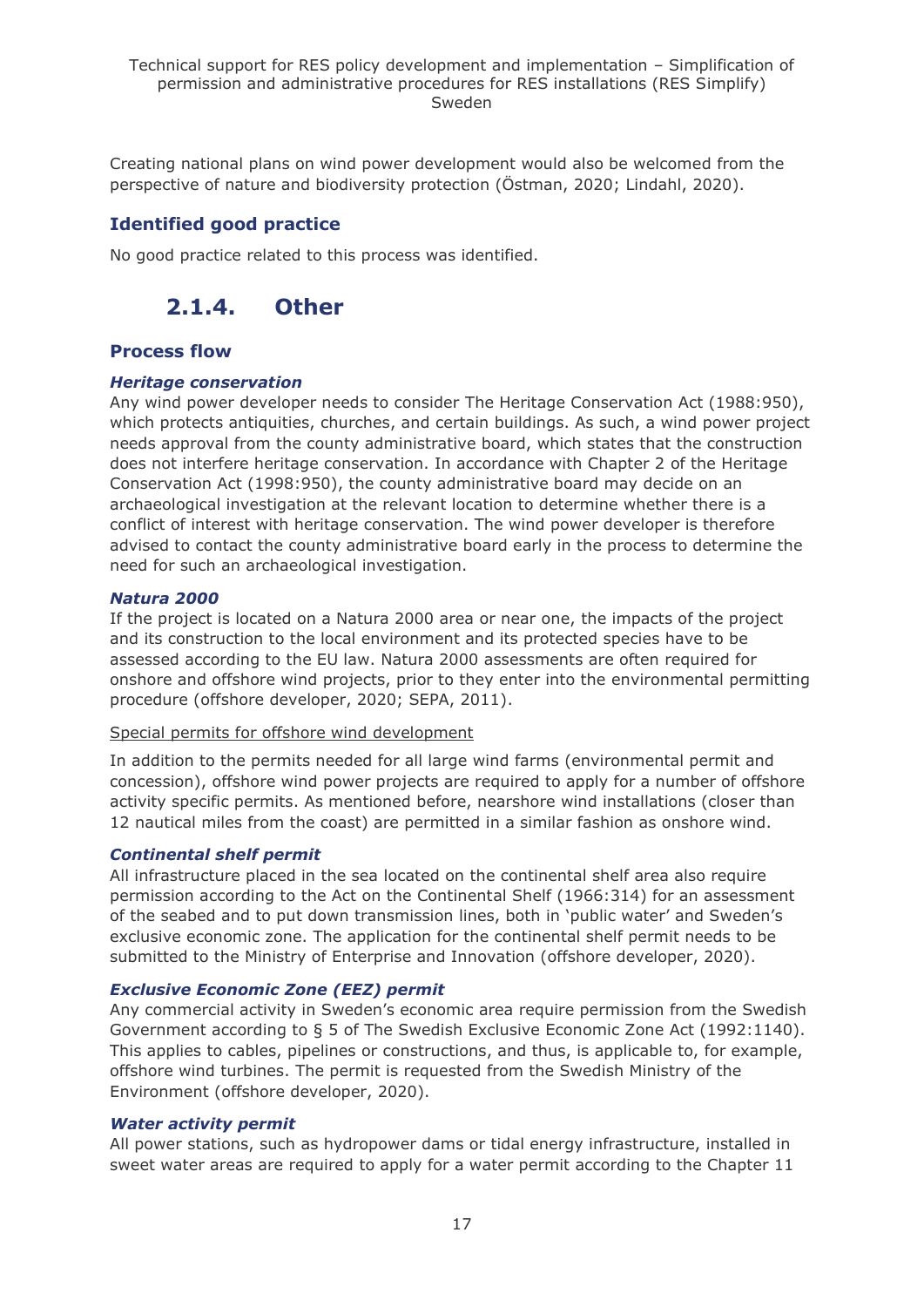Creating national plans on wind power development would also be welcomed from the perspective of nature and biodiversity protection (Östman, 2020; Lindahl, 2020).

### Identified good practice

No good practice related to this process was identified.

## 2.1.4. Other

### Process flow

#### *Heritage conservation*

Any wind power developer needs to consider The Heritage Conservation Act (1988:950), which protects antiquities, churches, and certain buildings. As such, a wind power project needs approval from the county administrative board, which states that the construction does not interfere heritage conservation. In accordance with Chapter 2 of the Heritage Conservation Act (1998:950), the county administrative board may decide on an archaeological investigation at the relevant location to determine whether there is a conflict of interest with heritage conservation. The wind power developer is therefore advised to contact the county administrative board early in the process to determine the need for such an archaeological investigation.

#### *Natura 2000*

If the project is located on a Natura 2000 area or near one, the impacts of the project and its construction to the local environment and its protected species have to be assessed according to the EU law. Natura 2000 assessments are often required for onshore and offshore wind projects, prior to they enter into the environmental permitting procedure (offshore developer, 2020; SEPA, 2011).

<u>Special permits for offshore wind development</u>

In addition to the permits needed for all large wind farms (environmental permit and concession), offshore wind power projects are required to apply for a number of offshore activity specific permits. As mentioned before, nearshore wind installations (closer than 12 nautical miles from the coast) are permitted in a similar fashion as onshore wind.

#### *Continental shelf permit*

All infrastructure placed in the sea located on the continental shelf area also require permission according to the Act on the Continental Shelf (1966:314) for an assessment of the seabed and to put down transmission lines, both in 'public water' and Sweden's exclusive economic zone. The application for the continental shelf permit needs to be submitted to the Ministry of Enterprise and Innovation (offshore developer, 2020).

#### *Exclusive Economic Zone (EEZ) permit*

Any commercial activity in Sweden's economic area require permission from the Swedish Government according to § 5 of The Swedish Exclusive Economic Zone Act (1992:1140). This applies to cables, pipelines or constructions, and thus, is applicable to, for example, offshore wind turbines. The permit is requested from the Swedish Ministry of the Environment (offshore developer, 2020).

#### *Water activity permit*

All power stations, such as hydropower dams or tidal energy infrastructure, installed in sweet water areas are required to apply for a water permit according to the Chapter 11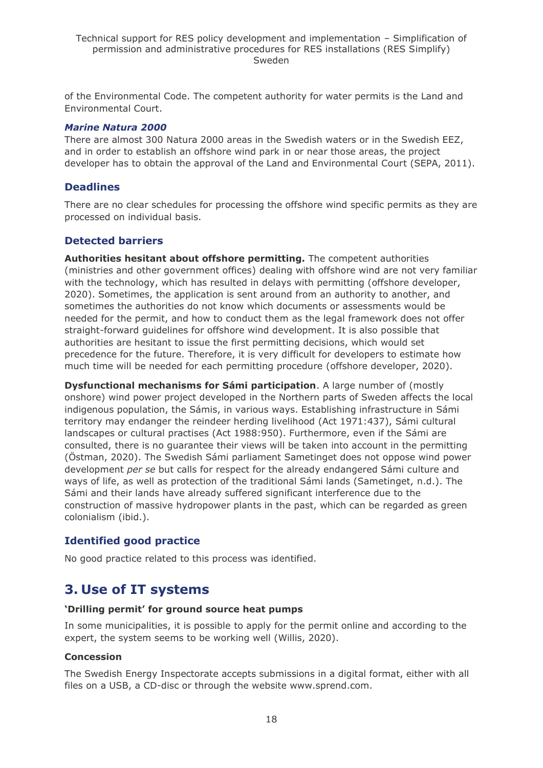of the Environmental Code. The competent authority for water permits is the Land and Environmental Court.

#### *Marine Natura 2000*

There are almost 300 Natura 2000 areas in the Swedish waters or in the Swedish EEZ, and in order to establish an offshore wind park in or near those areas, the project developer has to obtain the approval of the Land and Environmental Court (SEPA, 2011).

### Deadlines

There are no clear schedules for processing the offshore wind specific permits as they are processed on individual basis.

### Detected barriers

**Authorities hesitant about offshore permitting.** The competent authorities (ministries and other government offices) dealing with offshore wind are not very familiar with the technology, which has resulted in delays with permitting (offshore developer, 2020). Sometimes, the application is sent around from an authority to another, and sometimes the authorities do not know which documents or assessments would be needed for the permit, and how to conduct them as the legal framework does not offer straight-forward guidelines for offshore wind development. It is also possible that authorities are hesitant to issue the first permitting decisions, which would set precedence for the future. Therefore, it is very difficult for developers to estimate how much time will be needed for each permitting procedure (offshore developer, 2020).

**Dysfunctional mechanisms for Sámi participation**. A large number of (mostly onshore) wind power project developed in the Northern parts of Sweden affects the local indigenous population, the Sámis, in various ways. Establishing infrastructure in Sámi territory may endanger the reindeer herding livelihood (Act 1971:437), Sámi cultural landscapes or cultural practises (Act 1988:950). Furthermore, even if the Sámi are consulted, there is no guarantee their views will be taken into account in the permitting (Östman, 2020). The Swedish Sámi parliament Sametinget does not oppose wind power development *per se* but calls for respect for the already endangered Sámi culture and ways of life, as well as protection of the traditional Sámi lands (Sametinget, n.d.). The Sámi and their lands have already suffered significant interference due to the construction of massive hydropower plants in the past, which can be regarded as green colonialism (ibid.).

### Identified good practice

No good practice related to this process was identified.

## 3. Use of IT systems

#### 'Drilling permit' for ground source heat pumps

In some municipalities, it is possible to apply for the permit online and according to the expert, the system seems to be working well (Willis, 2020).

#### Concession

The Swedish Energy Inspectorate accepts submissions in a digital format, either with all files on a USB, a CD-disc or through the website www.sprend.com.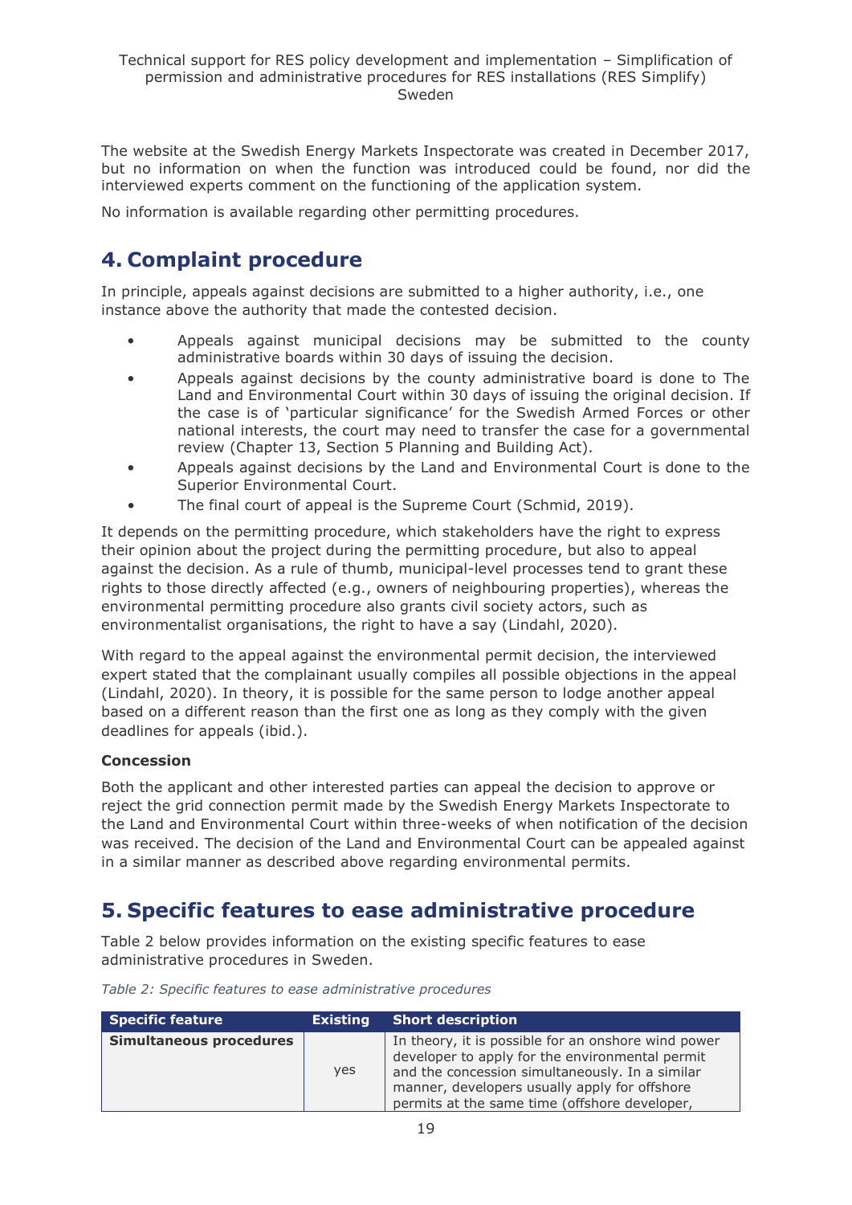The website at the Swedish Energy Markets Inspectorate was created in December 2017, but no information on when the function was introduced could be found, nor did the interviewed experts comment on the functioning of the application system.

No information is available regarding other permitting procedures.

## 4. Complaint procedure

In principle, appeals against decisions are submitted to a higher authority, i.e., one instance above the authority that made the contested decision.

- Appeals against municipal decisions may be submitted to the county administrative boards within 30 days of issuing the decision.
- Appeals against decisions by the county administrative board is done to The Land and Environmental Court within 30 days of issuing the original decision. If the case is of 'particular significance' for the Swedish Armed Forces or other national interests, the court may need to transfer the case for a governmental review (Chapter 13, Section 5 Planning and Building Act).
- Appeals against decisions by the Land and Environmental Court is done to the Superior Environmental Court.
- The final court of appeal is the Supreme Court (Schmid, 2019).

It depends on the permitting procedure, which stakeholders have the right to express their opinion about the project during the permitting procedure, but also to appeal against the decision. As a rule of thumb, municipal-level processes tend to grant these rights to those directly affected (e.g., owners of neighbouring properties), whereas the environmental permitting procedure also grants civil society actors, such as environmentalist organisations, the right to have a say (Lindahl, 2020).

With regard to the appeal against the environmental permit decision, the interviewed expert stated that the complainant usually compiles all possible objections in the appeal (Lindahl, 2020). In theory, it is possible for the same person to lodge another appeal based on a different reason than the first one as long as they comply with the given deadlines for appeals (ibid.).

**Concession**

Both the applicant and other interested parties can appeal the decision to approve or reject the grid connection permit made by the Swedish Energy Markets Inspectorate to the Land and Environmental Court within three-weeks of when notification of the decision was received. The decision of the Land and Environmental Court can be appealed against in a similar manner as described above regarding environmental permits.

## 5. Specific features to ease administrative procedure

Table 2 below provides information on the existing specific features to ease administrative procedures in Sweden.

*Table 2: Specific features to ease administrative procedures*

| Specific feature | Existing | Short description |
|---|---|---|
| **Simultaneous procedures** | yes | In theory, it is possible for an onshore wind power developer to apply for the environmental permit and the concession simultaneously. In a similar manner, developers usually apply for offshore permits at the same time (offshore developer, |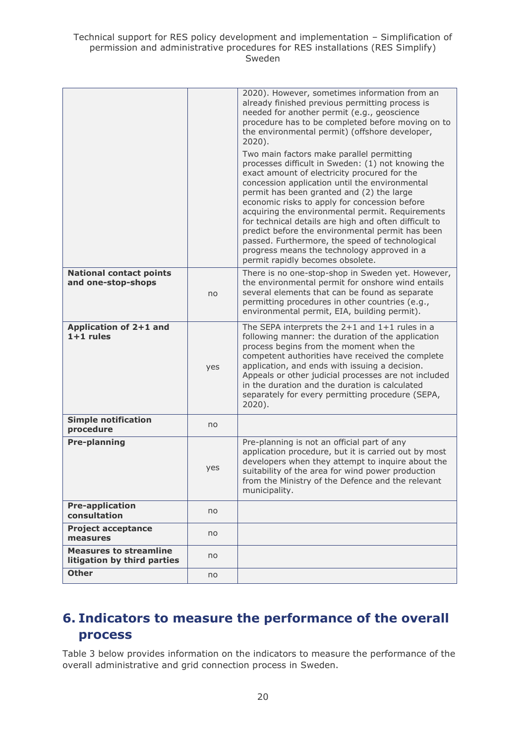| | | |
|---|---|---|
| | | 2020). However, sometimes information from an already finished previous permitting process is needed for another permit (e.g., geoscience procedure has to be completed before moving on to the environmental permit) (offshore developer, 2020).<br><br>Two main factors make parallel permitting processes difficult in Sweden: (1) not knowing the exact amount of electricity procured for the concession application until the environmental permit has been granted and (2) the large economic risks to apply for concession before acquiring the environmental permit. Requirements for technical details are high and often difficult to predict before the environmental permit has been passed. Furthermore, the speed of technological progress means the technology approved in a permit rapidly becomes obsolete. |
| **National contact points and one-stop-shops** | no | There is no one-stop-shop in Sweden yet. However, the environmental permit for onshore wind entails several elements that can be found as separate permitting procedures in other countries (e.g., environmental permit, EIA, building permit). |
| **Application of 2+1 and 1+1 rules** | yes | The SEPA interprets the 2+1 and 1+1 rules in a following manner: the duration of the application process begins from the moment when the competent authorities have received the complete application, and ends with issuing a decision. Appeals or other judicial processes are not included in the duration and the duration is calculated separately for every permitting procedure (SEPA, 2020). |
| **Simple notification procedure** | no | |
| **Pre-planning** | yes | Pre-planning is not an official part of any application procedure, but it is carried out by most developers when they attempt to inquire about the suitability of the area for wind power production from the Ministry of the Defence and the relevant municipality. |
| **Pre-application consultation** | no | |
| **Project acceptance measures** | no | |
| **Measures to streamline litigation by third parties** | no | |
| **Other** | no | |

# 6. Indicators to measure the performance of the overall process

Table 3 below provides information on the indicators to measure the performance of the overall administrative and grid connection process in Sweden.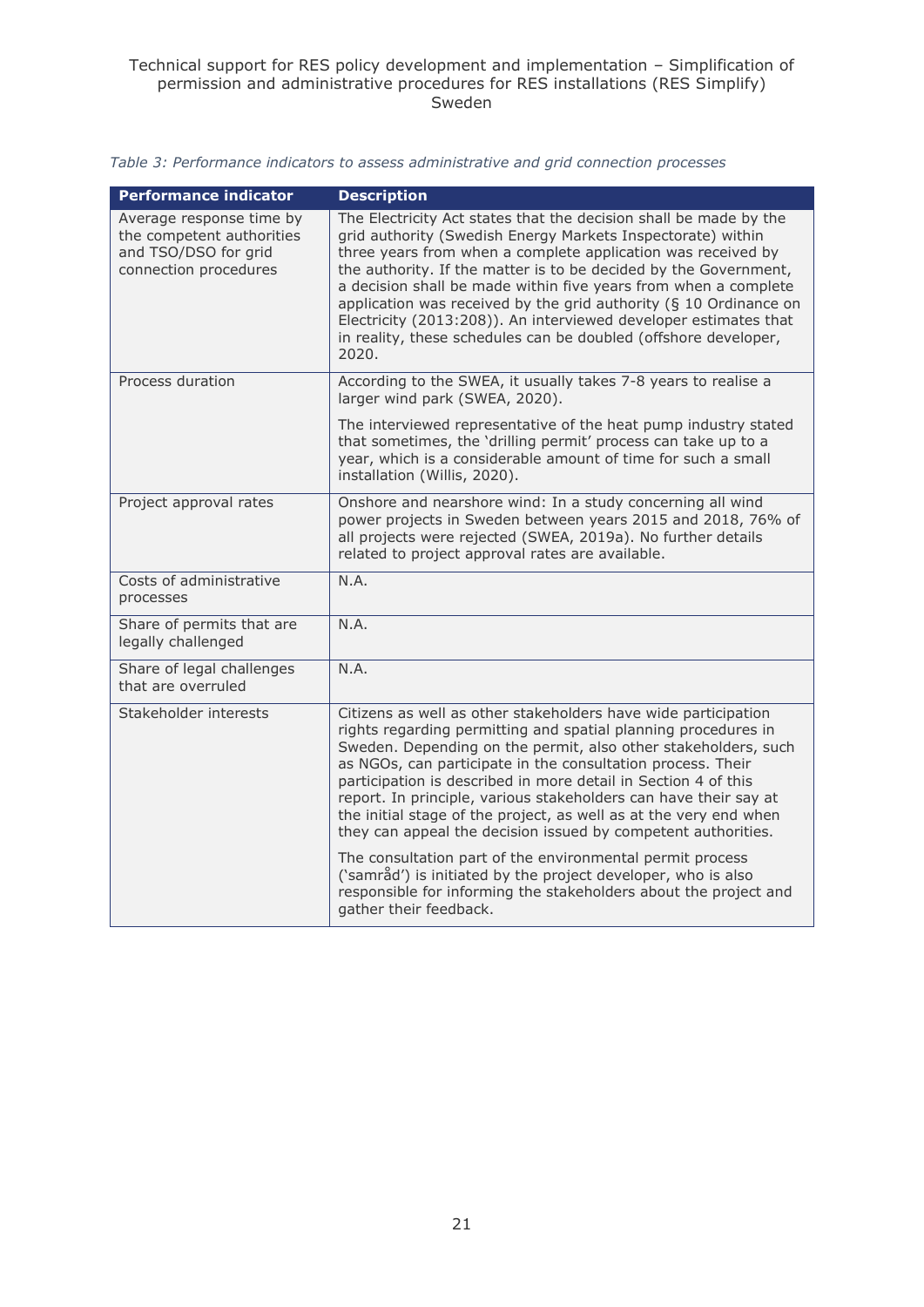*Table 3: Performance indicators to assess administrative and grid connection processes*

| Performance indicator | Description |
|---|---|
| Average response time by the competent authorities and TSO/DSO for grid connection procedures | The Electricity Act states that the decision shall be made by the grid authority (Swedish Energy Markets Inspectorate) within three years from when a complete application was received by the authority. If the matter is to be decided by the Government, a decision shall be made within five years from when a complete application was received by the grid authority (§ 10 Ordinance on Electricity (2013:208)). An interviewed developer estimates that in reality, these schedules can be doubled (offshore developer, 2020. |
| Process duration | According to the SWEA, it usually takes 7-8 years to realise a larger wind park (SWEA, 2020).<br><br>The interviewed representative of the heat pump industry stated that sometimes, the 'drilling permit' process can take up to a year, which is a considerable amount of time for such a small installation (Willis, 2020). |
| Project approval rates | Onshore and nearshore wind: In a study concerning all wind power projects in Sweden between years 2015 and 2018, 76% of all projects were rejected (SWEA, 2019a). No further details related to project approval rates are available. |
| Costs of administrative processes | N.A. |
| Share of permits that are legally challenged | N.A. |
| Share of legal challenges that are overruled | N.A. |
| Stakeholder interests | Citizens as well as other stakeholders have wide participation rights regarding permitting and spatial planning procedures in Sweden. Depending on the permit, also other stakeholders, such as NGOs, can participate in the consultation process. Their participation is described in more detail in Section 4 of this report. In principle, various stakeholders can have their say at the initial stage of the project, as well as at the very end when they can appeal the decision issued by competent authorities.<br><br>The consultation part of the environmental permit process ('samråd') is initiated by the project developer, who is also responsible for informing the stakeholders about the project and gather their feedback. |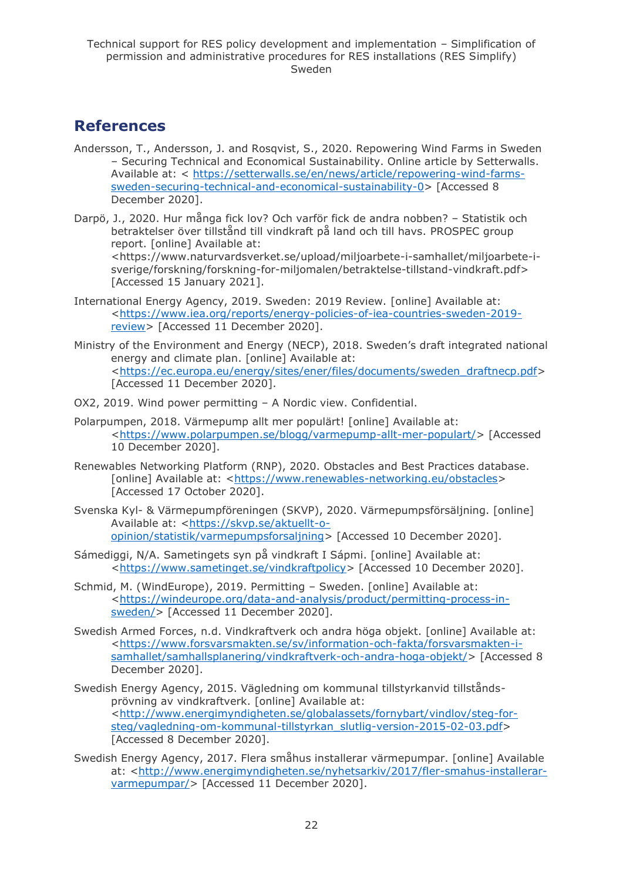## References

Andersson, T., Andersson, J. and Rosqvist, S., 2020. Repowering Wind Farms in Sweden – Securing Technical and Economical Sustainability. Online article by Setterwalls. Available at: < https://setterwalls.se/en/news/article/repowering-wind-farms-sweden-securing-technical-and-economical-sustainability-0> [Accessed 8 December 2020].

Darpö, J., 2020. Hur många fick lov? Och varför fick de andra nobben? – Statistik och betraktelser över tillstånd till vindkraft på land och till havs. PROSPEC group report. [online] Available at: <https://www.naturvardsverket.se/upload/miljoarbete-i-samhallet/miljoarbete-i-sverige/forskning/forskning-for-miljomalen/betraktelse-tillstand-vindkraft.pdf> [Accessed 15 January 2021].

International Energy Agency, 2019. Sweden: 2019 Review. [online] Available at: <https://www.iea.org/reports/energy-policies-of-iea-countries-sweden-2019-review> [Accessed 11 December 2020].

Ministry of the Environment and Energy (NECP), 2018. Sweden's draft integrated national energy and climate plan. [online] Available at: <https://ec.europa.eu/energy/sites/ener/files/documents/sweden_draftnecp.pdf> [Accessed 11 December 2020].

OX2, 2019. Wind power permitting – A Nordic view. Confidential.

Polarpumpen, 2018. Värmepump allt mer populärt! [online] Available at: <https://www.polarpumpen.se/blogg/varmepump-allt-mer-popualrt/> [Accessed 10 December 2020].

Renewables Networking Platform (RNP), 2020. Obstacles and Best Practices database. [online] Available at: <https://www.renewables-networking.eu/obstacles> [Accessed 17 October 2020].

Svenska Kyl- & Värmepumpföreningen (SKVP), 2020. Värmepumpsförsäljning. [online] Available at: <https://skvp.se/aktuellt-o-opinion/statistik/varmepumpsforsaljning> [Accessed 10 December 2020].

Sámediggi, N/A. Sametingets syn på vindkraft I Sápmi. [online] Available at: <https://www.sametinget.se/vindkraftpolicy> [Accessed 10 December 2020].

Schmid, M. (WindEurope), 2019. Permitting – Sweden. [online] Available at: <https://windeurope.org/data-and-analysis/product/permitting-process-in-sweden/> [Accessed 11 December 2020].

Swedish Armed Forces, n.d. Vindkraftverk och andra höga objekt. [online] Available at: <https://www.forsvarsmakten.se/sv/information-och-fakta/forsvarsmakten-i-samhallet/samhallsplanering/vindkraftverk-och-andra-hoga-objekt/> [Accessed 8 December 2020].

Swedish Energy Agency, 2015. Vägledning om kommunal tillstyrkanvid tillstånds-prövning av vindkraftverk. [online] Available at: <http://www.energimyndigheten.se/globalassets/fornybart/vindlov/steg-for-steg/vagledning-om-kommunal-tillstyrkan_slutlig-version-2015-02-03.pdf> [Accessed 8 December 2020].

Swedish Energy Agency, 2017. Flera småhus installerar värmepumpar. [online] Available at: <http://www.energimyndigheten.se/nyhetsarkiv/2017/fler-smahus-installerar-varmepumpar/> [Accessed 11 December 2020].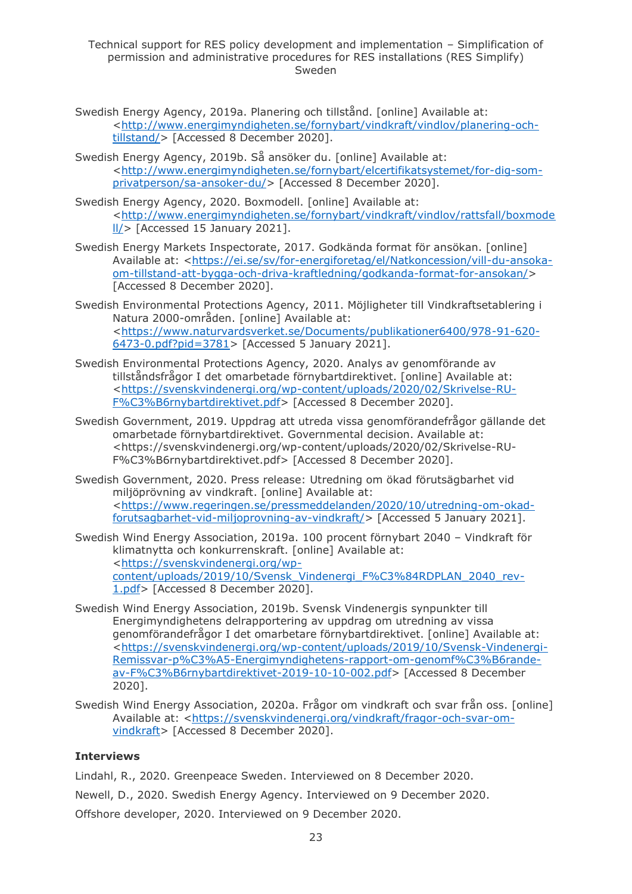Swedish Energy Agency, 2019a. Planering och tillstånd. [online] Available at: <http://www.energimyndigheten.se/fornybart/vindkraft/vindlov/planering-och-tillstand/> [Accessed 8 December 2020].

Swedish Energy Agency, 2019b. Så ansöker du. [online] Available at: <http://www.energimyndigheten.se/fornybart/elcertifikatsystemet/for-dig-som-privatperson/sa-ansoker-du/> [Accessed 8 December 2020].

Swedish Energy Agency, 2020. Boxmodell. [online] Available at: <http://www.energimyndigheten.se/fornybart/vindkraft/vindlov/rattsfall/boxmodell/> [Accessed 15 January 2021].

Swedish Energy Markets Inspectorate, 2017. Godkända format för ansökan. [online] Available at: <https://ei.se/sv/for-energiforetag/el/Natkoncession/vill-du-ansoka-om-tillstand-att-bygga-och-driva-kraftledning/godkanda-format-for-ansokan/> [Accessed 8 December 2020].

Swedish Environmental Protections Agency, 2011. Möjligheter till Vindkraftsetablering i Natura 2000-områden. [online] Available at: <https://www.naturvardsverket.se/Documents/publikationer6400/978-91-620-6473-0.pdf?pid=3781> [Accessed 5 January 2021].

Swedish Environmental Protections Agency, 2020. Analys av genomförande av tillståndsfrågor I det omarbetade förnybartdirektivet. [online] Available at: <https://svenskvindenergi.org/wp-content/uploads/2020/02/Skrivelse-RU-F%C3%B6rnybartdirektivet.pdf> [Accessed 8 December 2020].

Swedish Government, 2019. Uppdrag att utreda vissa genomförandefrågor gällande det omarbetade förnybartdirektivet. Governmental decision. Available at: <https://svenskvindenergi.org/wp-content/uploads/2020/02/Skrivelse-RU-F%C3%B6rnybartdirektivet.pdf> [Accessed 8 December 2020].

Swedish Government, 2020. Press release: Utredning om ökad förutsägbarhet vid miljöprövning av vindkraft. [online] Available at: <https://www.regeringen.se/pressmeddelanden/2020/10/utredning-om-okad-forutsagbarhet-vid-miljoprovning-av-vindkraft/> [Accessed 5 January 2021].

Swedish Wind Energy Association, 2019a. 100 procent förnybart 2040 – Vindkraft för klimatnytta och konkurrenskraft. [online] Available at: <https://svenskvindenergi.org/wp-content/uploads/2019/10/Svensk_Vindenergi_F%C3%84RDPLAN_2040_rev-1.pdf> [Accessed 8 December 2020].

Swedish Wind Energy Association, 2019b. Svensk Vindenergis synpunkter till Energimyndighetens delrapportering av uppdrag om utredning av vissa genomförandefrågor I det omarbetare förnybartdirektivet. [online] Available at: <https://svenskvindenergi.org/wp-content/uploads/2019/10/Svensk-Vindenergi-Remissvar-p%C3%A5-Energimyndighetens-rapport-om-genomf%C3%B6rande-av-F%C3%B6rnybartdirektivet-2019-10-10-002.pdf> [Accessed 8 December 2020].

Swedish Wind Energy Association, 2020a. Frågor om vindkraft och svar från oss. [online] Available at: <https://svenskvindenergi.org/vindkraft/fragor-och-svar-om-vindkraft> [Accessed 8 December 2020].

**Interviews**

Lindahl, R., 2020. Greenpeace Sweden. Interviewed on 8 December 2020.

Newell, D., 2020. Swedish Energy Agency. Interviewed on 9 December 2020.

Offshore developer, 2020. Interviewed on 9 December 2020.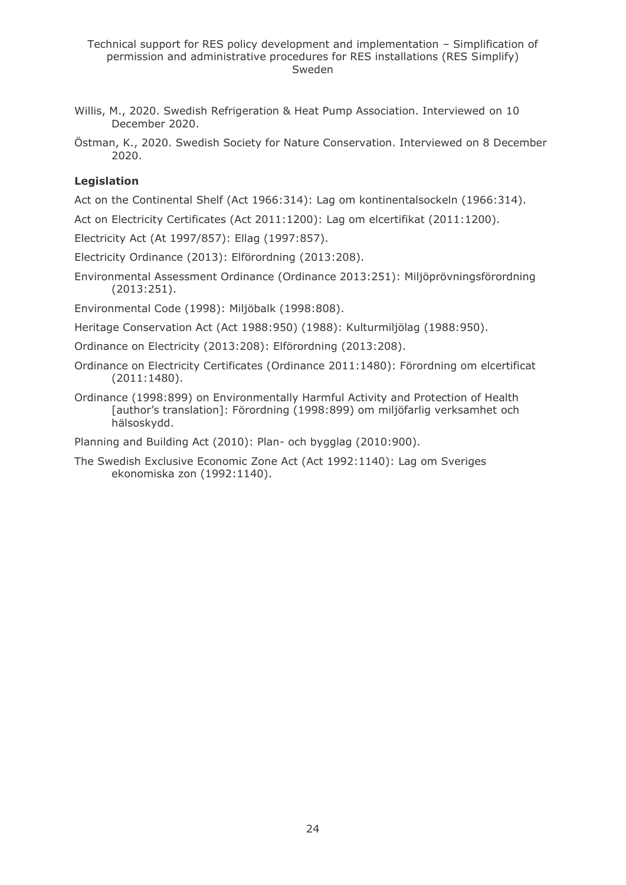Willis, M., 2020. Swedish Refrigeration & Heat Pump Association. Interviewed on 10 December 2020.

Östman, K., 2020. Swedish Society for Nature Conservation. Interviewed on 8 December 2020.

**Legislation**

Act on the Continental Shelf (Act 1966:314): Lag om kontinentalsockeln (1966:314).

Act on Electricity Certificates (Act 2011:1200): Lag om elcertifikat (2011:1200).

Electricity Act (At 1997/857): Ellag (1997:857).

Electricity Ordinance (2013): Elförordning (2013:208).

Environmental Assessment Ordinance (Ordinance 2013:251): Miljöprövningsförordning (2013:251).

Environmental Code (1998): Miljöbalk (1998:808).

Heritage Conservation Act (Act 1988:950) (1988): Kulturmiljölag (1988:950).

Ordinance on Electricity (2013:208): Elförordning (2013:208).

Ordinance on Electricity Certificates (Ordinance 2011:1480): Förordning om elcertificat (2011:1480).

Ordinance (1998:899) on Environmentally Harmful Activity and Protection of Health [author's translation]: Förordning (1998:899) om miljöfarlig verksamhet och hälsoskydd.

Planning and Building Act (2010): Plan- och bygglag (2010:900).

The Swedish Exclusive Economic Zone Act (Act 1992:1140): Lag om Sveriges ekonomiska zon (1992:1140).